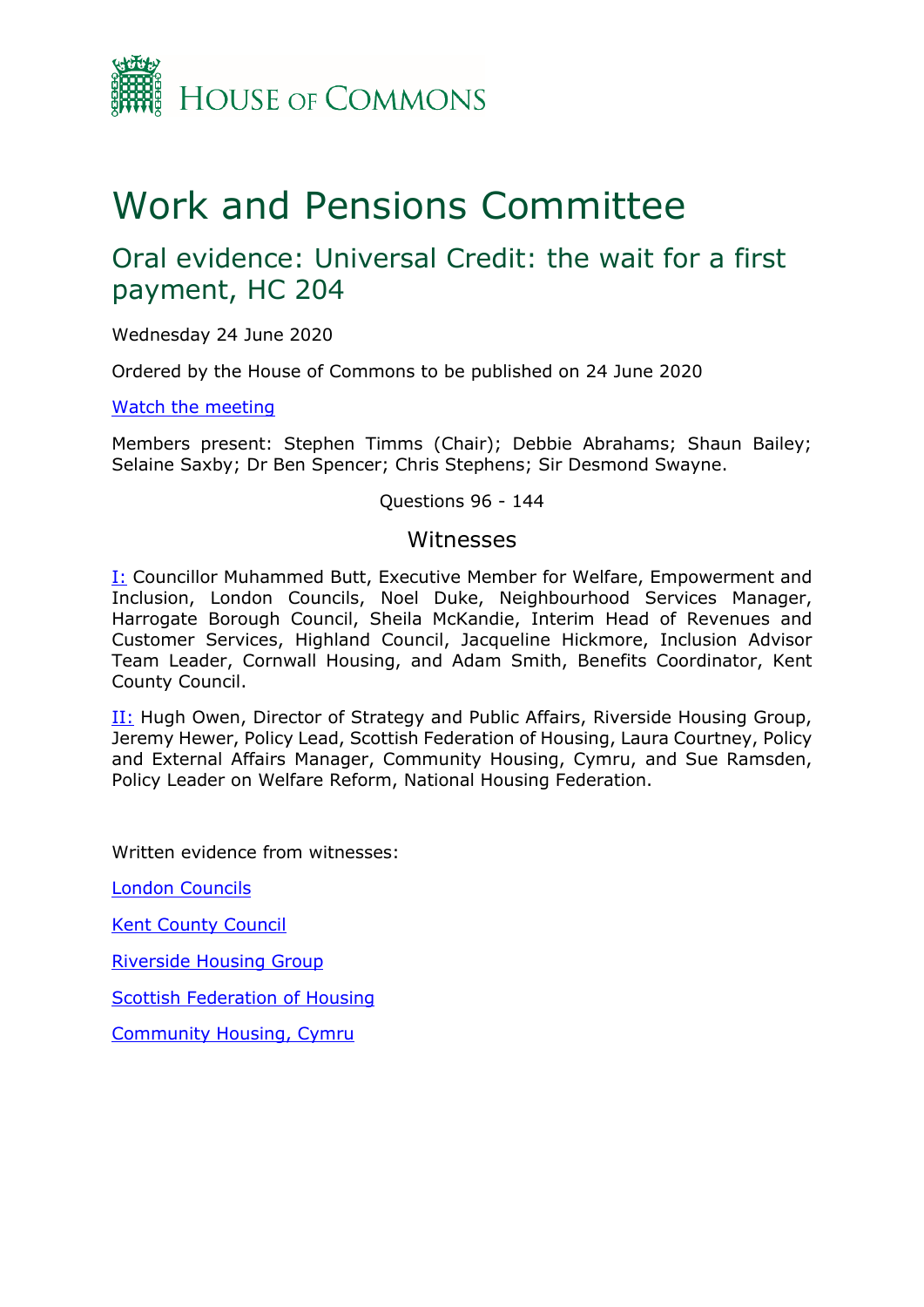# Work and Pensions Committee

## Oral evidence: Universal Credit: the wait for a first payment, HC 204

Wednesday 24 June 2020

Ordered by the House of Commons to be published on 24 June 2020

[Watch the meeting](#)

Members present: Stephen Timms (Chair); Debbie Abrahams; Shaun Bailey; Selaine Saxby; Dr Ben Spencer; Chris Stephens; Sir Desmond Swayne.

Questions 96 - 144

### Witnesses

I: Councillor Muhammed Butt, Executive Member for Welfare, Empowerment and Inclusion, London Councils, Noel Duke, Neighbourhood Services Manager, Harrogate Borough Council, Sheila McKandie, Interim Head of Revenues and Customer Services, Highland Council, Jacqueline Hickmore, Inclusion Advisor Team Leader, Cornwall Housing, and Adam Smith, Benefits Coordinator, Kent County Council.

II: Hugh Owen, Director of Strategy and Public Affairs, Riverside Housing Group, Jeremy Hewer, Policy Lead, Scottish Federation of Housing, Laura Courtney, Policy and External Affairs Manager, Community Housing, Cymru, and Sue Ramsden, Policy Leader on Welfare Reform, National Housing Federation.

Written evidence from witnesses:

London Councils

Kent County Council

Riverside Housing Group

Scottish Federation of Housing

Community Housing, Cymru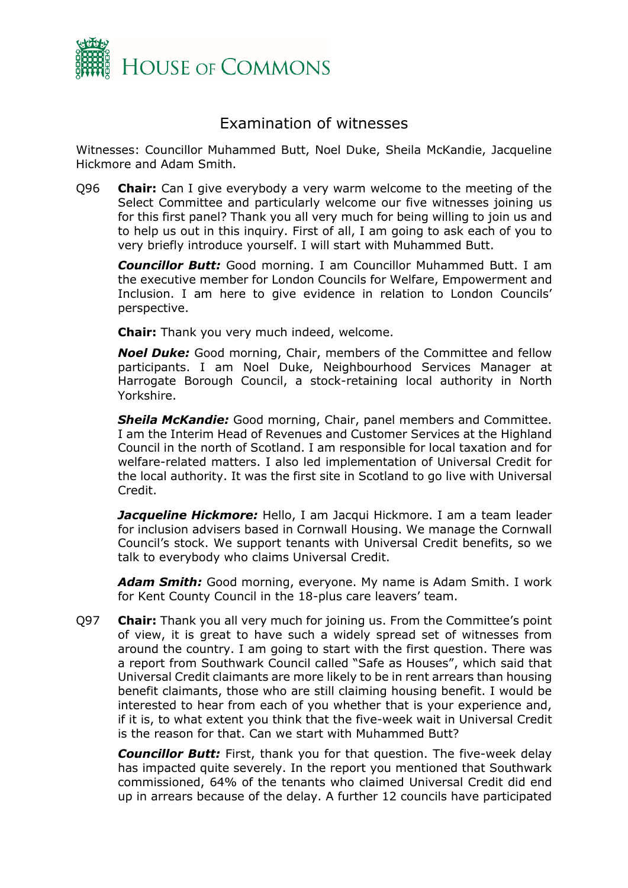# Examination of witnesses

Witnesses: Councillor Muhammed Butt, Noel Duke, Sheila McKandie, Jacqueline Hickmore and Adam Smith.

Q96 **Chair:** Can I give everybody a very warm welcome to the meeting of the Select Committee and particularly welcome our five witnesses joining us for this first panel? Thank you all very much for being willing to join us and to help us out in this inquiry. First of all, I am going to ask each of you to very briefly introduce yourself. I will start with Muhammed Butt.

***Councillor Butt:*** Good morning. I am Councillor Muhammed Butt. I am the executive member for London Councils for Welfare, Empowerment and Inclusion. I am here to give evidence in relation to London Councils' perspective.

**Chair:** Thank you very much indeed, welcome.

***Noel Duke:*** Good morning, Chair, members of the Committee and fellow participants. I am Noel Duke, Neighbourhood Services Manager at Harrogate Borough Council, a stock-retaining local authority in North Yorkshire.

***Sheila McKandie:*** Good morning, Chair, panel members and Committee. I am the Interim Head of Revenues and Customer Services at the Highland Council in the north of Scotland. I am responsible for local taxation and for welfare-related matters. I also led implementation of Universal Credit for the local authority. It was the first site in Scotland to go live with Universal Credit.

***Jacqueline Hickmore:*** Hello, I am Jacqui Hickmore. I am a team leader for inclusion advisers based in Cornwall Housing. We manage the Cornwall Council's stock. We support tenants with Universal Credit benefits, so we talk to everybody who claims Universal Credit.

***Adam Smith:*** Good morning, everyone. My name is Adam Smith. I work for Kent County Council in the 18-plus care leavers' team.

Q97 **Chair:** Thank you all very much for joining us. From the Committee's point of view, it is great to have such a widely spread set of witnesses from around the country. I am going to start with the first question. There was a report from Southwark Council called "Safe as Houses", which said that Universal Credit claimants are more likely to be in rent arrears than housing benefit claimants, those who are still claiming housing benefit. I would be interested to hear from each of you whether that is your experience and, if it is, to what extent you think that the five-week wait in Universal Credit is the reason for that. Can we start with Muhammed Butt?

***Councillor Butt:*** First, thank you for that question. The five-week delay has impacted quite severely. In the report you mentioned that Southwark commissioned, 64% of the tenants who claimed Universal Credit did end up in arrears because of the delay. A further 12 councils have participated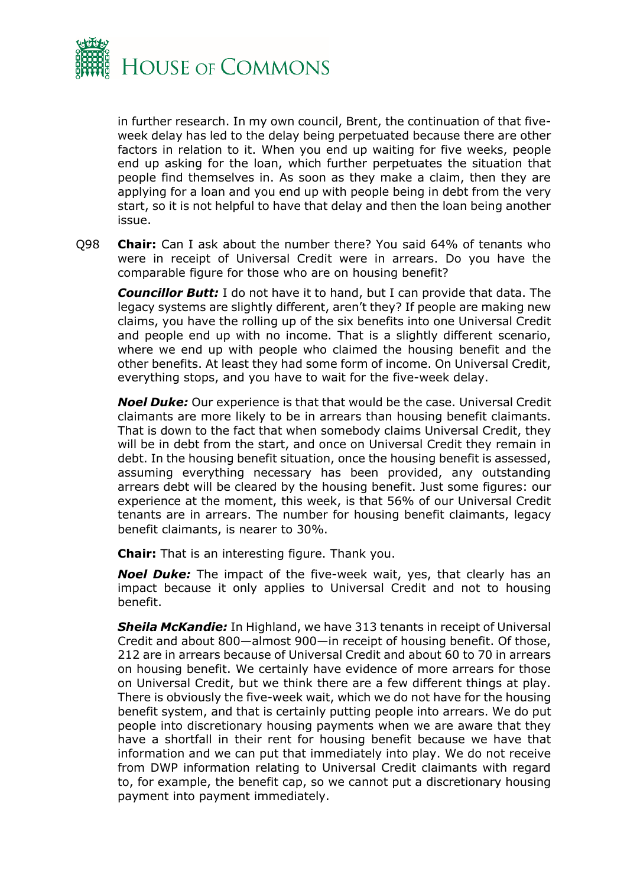in further research. In my own council, Brent, the continuation of that five-week delay has led to the delay being perpetuated because there are other factors in relation to it. When you end up waiting for five weeks, people end up asking for the loan, which further perpetuates the situation that people find themselves in. As soon as they make a claim, then they are applying for a loan and you end up with people being in debt from the very start, so it is not helpful to have that delay and then the loan being another issue.

Q98 **Chair:** Can I ask about the number there? You said 64% of tenants who were in receipt of Universal Credit were in arrears. Do you have the comparable figure for those who are on housing benefit?

***Councillor Butt:*** I do not have it to hand, but I can provide that data. The legacy systems are slightly different, aren't they? If people are making new claims, you have the rolling up of the six benefits into one Universal Credit and people end up with no income. That is a slightly different scenario, where we end up with people who claimed the housing benefit and the other benefits. At least they had some form of income. On Universal Credit, everything stops, and you have to wait for the five-week delay.

***Noel Duke:*** Our experience is that that would be the case. Universal Credit claimants are more likely to be in arrears than housing benefit claimants. That is down to the fact that when somebody claims Universal Credit, they will be in debt from the start, and once on Universal Credit they remain in debt. In the housing benefit situation, once the housing benefit is assessed, assuming everything necessary has been provided, any outstanding arrears debt will be cleared by the housing benefit. Just some figures: our experience at the moment, this week, is that 56% of our Universal Credit tenants are in arrears. The number for housing benefit claimants, legacy benefit claimants, is nearer to 30%.

**Chair:** That is an interesting figure. Thank you.

***Noel Duke:*** The impact of the five-week wait, yes, that clearly has an impact because it only applies to Universal Credit and not to housing benefit.

***Sheila McKandie:*** In Highland, we have 313 tenants in receipt of Universal Credit and about 800—almost 900—in receipt of housing benefit. Of those, 212 are in arrears because of Universal Credit and about 60 to 70 in arrears on housing benefit. We certainly have evidence of more arrears for those on Universal Credit, but we think there are a few different things at play. There is obviously the five-week wait, which we do not have for the housing benefit system, and that is certainly putting people into arrears. We do put people into discretionary housing payments when we are aware that they have a shortfall in their rent for housing benefit because we have that information and we can put that immediately into play. We do not receive from DWP information relating to Universal Credit claimants with regard to, for example, the benefit cap, so we cannot put a discretionary housing payment into payment immediately.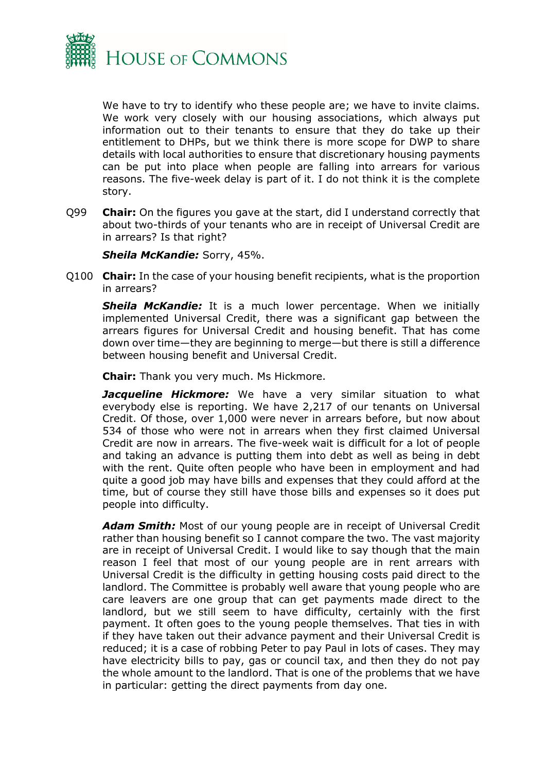We have to try to identify who these people are; we have to invite claims. We work very closely with our housing associations, which always put information out to their tenants to ensure that they do take up their entitlement to DHPs, but we think there is more scope for DWP to share details with local authorities to ensure that discretionary housing payments can be put into place when people are falling into arrears for various reasons. The five-week delay is part of it. I do not think it is the complete story.

Q99 **Chair:** On the figures you gave at the start, did I understand correctly that about two-thirds of your tenants who are in receipt of Universal Credit are in arrears? Is that right?

***Sheila McKandie:*** Sorry, 45%.

Q100 **Chair:** In the case of your housing benefit recipients, what is the proportion in arrears?

***Sheila McKandie:*** It is a much lower percentage. When we initially implemented Universal Credit, there was a significant gap between the arrears figures for Universal Credit and housing benefit. That has come down over time—they are beginning to merge—but there is still a difference between housing benefit and Universal Credit.

**Chair:** Thank you very much. Ms Hickmore.

***Jacqueline Hickmore:*** We have a very similar situation to what everybody else is reporting. We have 2,217 of our tenants on Universal Credit. Of those, over 1,000 were never in arrears before, but now about 534 of those who were not in arrears when they first claimed Universal Credit are now in arrears. The five-week wait is difficult for a lot of people and taking an advance is putting them into debt as well as being in debt with the rent. Quite often people who have been in employment and had quite a good job may have bills and expenses that they could afford at the time, but of course they still have those bills and expenses so it does put people into difficulty.

***Adam Smith:*** Most of our young people are in receipt of Universal Credit rather than housing benefit so I cannot compare the two. The vast majority are in receipt of Universal Credit. I would like to say though that the main reason I feel that most of our young people are in rent arrears with Universal Credit is the difficulty in getting housing costs paid direct to the landlord. The Committee is probably well aware that young people who are care leavers are one group that can get payments made direct to the landlord, but we still seem to have difficulty, certainly with the first payment. It often goes to the young people themselves. That ties in with if they have taken out their advance payment and their Universal Credit is reduced; it is a case of robbing Peter to pay Paul in lots of cases. They may have electricity bills to pay, gas or council tax, and then they do not pay the whole amount to the landlord. That is one of the problems that we have in particular: getting the direct payments from day one.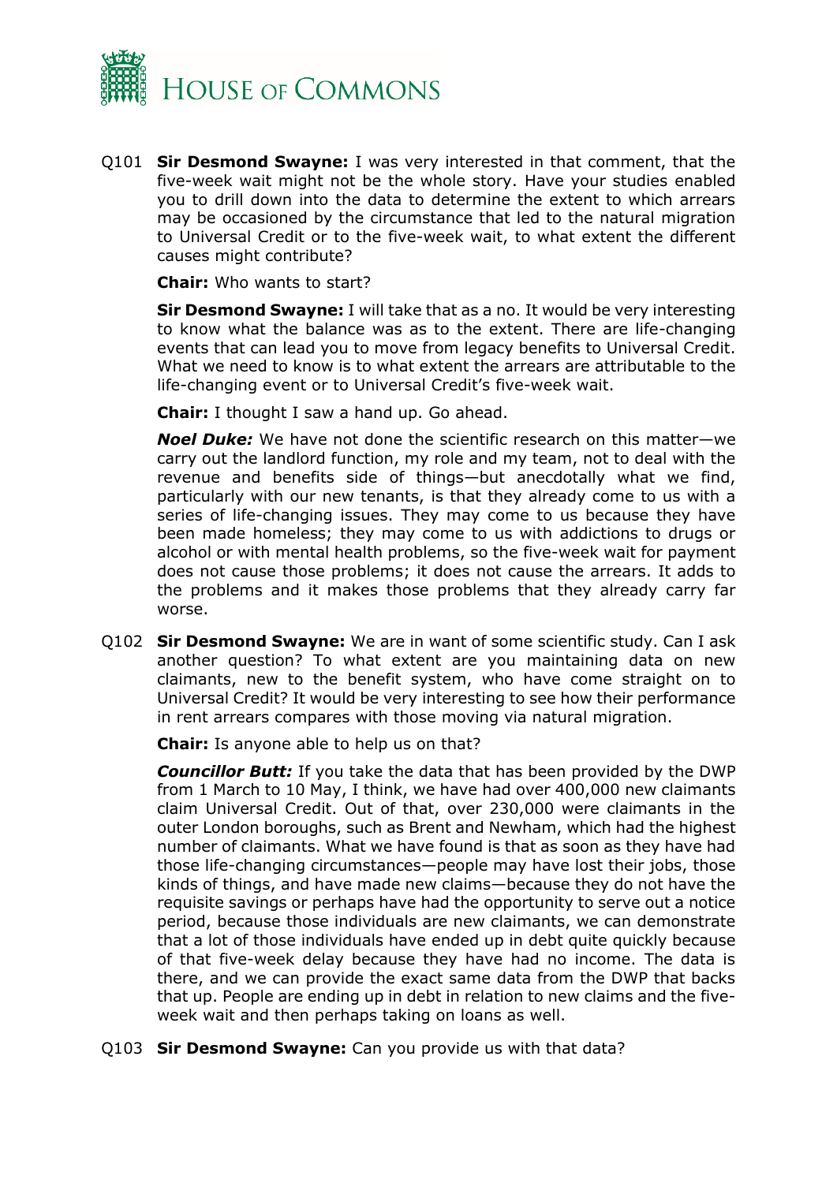Q101 **Sir Desmond Swayne:** I was very interested in that comment, that the five-week wait might not be the whole story. Have your studies enabled you to drill down into the data to determine the extent to which arrears may be occasioned by the circumstance that led to the natural migration to Universal Credit or to the five-week wait, to what extent the different causes might contribute?

**Chair:** Who wants to start?

**Sir Desmond Swayne:** I will take that as a no. It would be very interesting to know what the balance was as to the extent. There are life-changing events that can lead you to move from legacy benefits to Universal Credit. What we need to know is to what extent the arrears are attributable to the life-changing event or to Universal Credit's five-week wait.

**Chair:** I thought I saw a hand up. Go ahead.

***Noel Duke:*** We have not done the scientific research on this matter—we carry out the landlord function, my role and my team, not to deal with the revenue and benefits side of things—but anecdotally what we find, particularly with our new tenants, is that they already come to us with a series of life-changing issues. They may come to us because they have been made homeless; they may come to us with addictions to drugs or alcohol or with mental health problems, so the five-week wait for payment does not cause those problems; it does not cause the arrears. It adds to the problems and it makes those problems that they already carry far worse.

Q102 **Sir Desmond Swayne:** We are in want of some scientific study. Can I ask another question? To what extent are you maintaining data on new claimants, new to the benefit system, who have come straight on to Universal Credit? It would be very interesting to see how their performance in rent arrears compares with those moving via natural migration.

**Chair:** Is anyone able to help us on that?

***Councillor Butt:*** If you take the data that has been provided by the DWP from 1 March to 10 May, I think, we have had over 400,000 new claimants claim Universal Credit. Out of that, over 230,000 were claimants in the outer London boroughs, such as Brent and Newham, which had the highest number of claimants. What we have found is that as soon as they have had those life-changing circumstances—people may have lost their jobs, those kinds of things, and have made new claims—because they do not have the requisite savings or perhaps have had the opportunity to serve out a notice period, because those individuals are new claimants, we can demonstrate that a lot of those individuals have ended up in debt quite quickly because of that five-week delay because they have had no income. The data is there, and we can provide the exact same data from the DWP that backs that up. People are ending up in debt in relation to new claims and the five-week wait and then perhaps taking on loans as well.

Q103 **Sir Desmond Swayne:** Can you provide us with that data?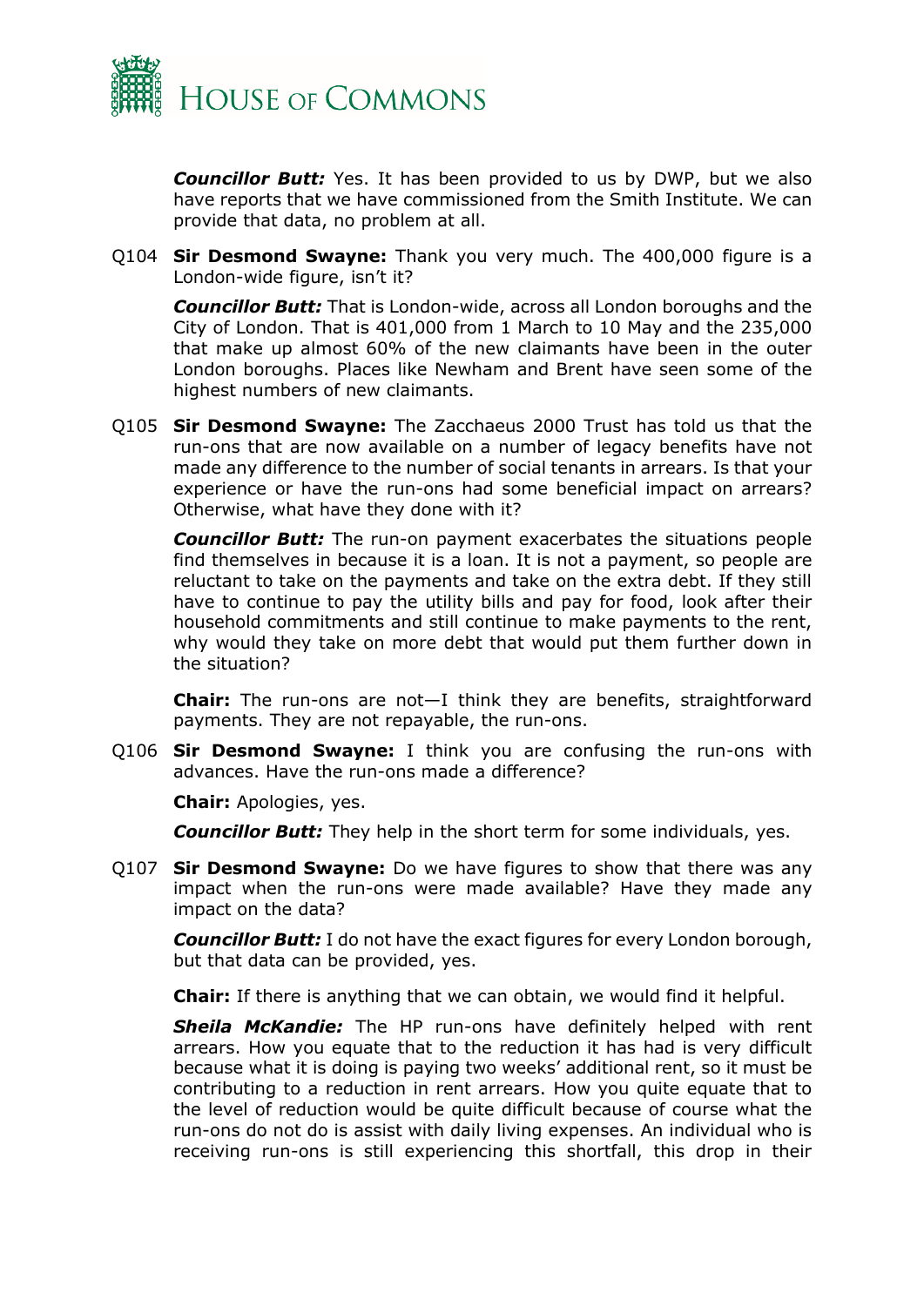***Councillor Butt:*** Yes. It has been provided to us by DWP, but we also have reports that we have commissioned from the Smith Institute. We can provide that data, no problem at all.

Q104 **Sir Desmond Swayne:** Thank you very much. The 400,000 figure is a London-wide figure, isn't it?

***Councillor Butt:*** That is London-wide, across all London boroughs and the City of London. That is 401,000 from 1 March to 10 May and the 235,000 that make up almost 60% of the new claimants have been in the outer London boroughs. Places like Newham and Brent have seen some of the highest numbers of new claimants.

Q105 **Sir Desmond Swayne:** The Zacchaeus 2000 Trust has told us that the run-ons that are now available on a number of legacy benefits have not made any difference to the number of social tenants in arrears. Is that your experience or have the run-ons had some beneficial impact on arrears? Otherwise, what have they done with it?

***Councillor Butt:*** The run-on payment exacerbates the situations people find themselves in because it is a loan. It is not a payment, so people are reluctant to take on the payments and take on the extra debt. If they still have to continue to pay the utility bills and pay for food, look after their household commitments and still continue to make payments to the rent, why would they take on more debt that would put them further down in the situation?

**Chair:** The run-ons are not—I think they are benefits, straightforward payments. They are not repayable, the run-ons.

Q106 **Sir Desmond Swayne:** I think you are confusing the run-ons with advances. Have the run-ons made a difference?

**Chair:** Apologies, yes.

***Councillor Butt:*** They help in the short term for some individuals, yes.

Q107 **Sir Desmond Swayne:** Do we have figures to show that there was any impact when the run-ons were made available? Have they made any impact on the data?

***Councillor Butt:*** I do not have the exact figures for every London borough, but that data can be provided, yes.

**Chair:** If there is anything that we can obtain, we would find it helpful.

***Sheila McKandie:*** The HP run-ons have definitely helped with rent arrears. How you equate that to the reduction it has had is very difficult because what it is doing is paying two weeks' additional rent, so it must be contributing to a reduction in rent arrears. How you quite equate that to the level of reduction would be quite difficult because of course what the run-ons do not do is assist with daily living expenses. An individual who is receiving run-ons is still experiencing this shortfall, this drop in their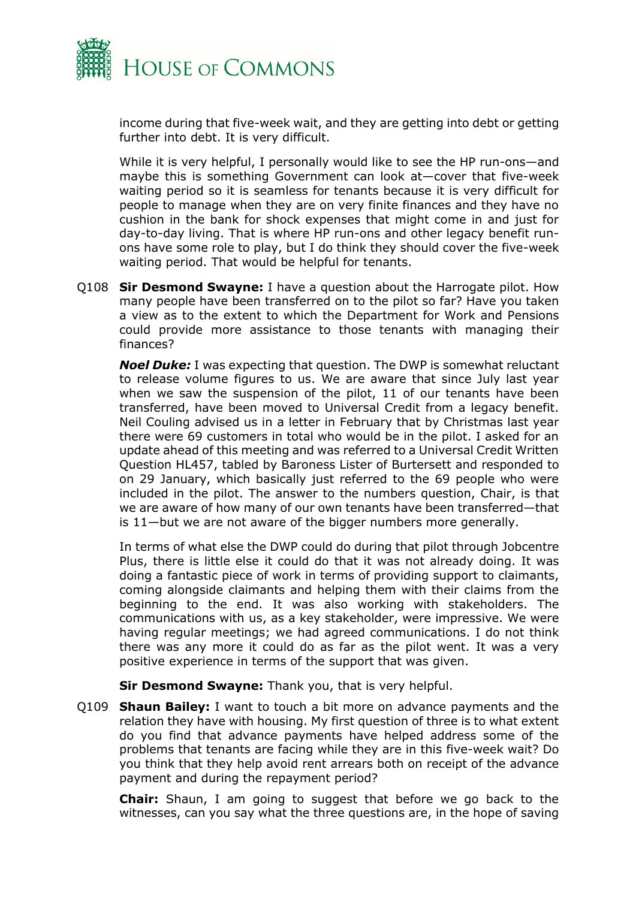income during that five-week wait, and they are getting into debt or getting further into debt. It is very difficult.

While it is very helpful, I personally would like to see the HP run-ons—and maybe this is something Government can look at—cover that five-week waiting period so it is seamless for tenants because it is very difficult for people to manage when they are on very finite finances and they have no cushion in the bank for shock expenses that might come in and just for day-to-day living. That is where HP run-ons and other legacy benefit run-ons have some role to play, but I do think they should cover the five-week waiting period. That would be helpful for tenants.

Q108 **Sir Desmond Swayne:** I have a question about the Harrogate pilot. How many people have been transferred on to the pilot so far? Have you taken a view as to the extent to which the Department for Work and Pensions could provide more assistance to those tenants with managing their finances?

***Noel Duke:*** I was expecting that question. The DWP is somewhat reluctant to release volume figures to us. We are aware that since July last year when we saw the suspension of the pilot, 11 of our tenants have been transferred, have been moved to Universal Credit from a legacy benefit. Neil Couling advised us in a letter in February that by Christmas last year there were 69 customers in total who would be in the pilot. I asked for an update ahead of this meeting and was referred to a Universal Credit Written Question HL457, tabled by Baroness Lister of Burtersett and responded to on 29 January, which basically just referred to the 69 people who were included in the pilot. The answer to the numbers question, Chair, is that we are aware of how many of our own tenants have been transferred—that is 11—but we are not aware of the bigger numbers more generally.

In terms of what else the DWP could do during that pilot through Jobcentre Plus, there is little else it could do that it was not already doing. It was doing a fantastic piece of work in terms of providing support to claimants, coming alongside claimants and helping them with their claims from the beginning to the end. It was also working with stakeholders. The communications with us, as a key stakeholder, were impressive. We were having regular meetings; we had agreed communications. I do not think there was any more it could do as far as the pilot went. It was a very positive experience in terms of the support that was given.

**Sir Desmond Swayne:** Thank you, that is very helpful.

Q109 **Shaun Bailey:** I want to touch a bit more on advance payments and the relation they have with housing. My first question of three is to what extent do you find that advance payments have helped address some of the problems that tenants are facing while they are in this five-week wait? Do you think that they help avoid rent arrears both on receipt of the advance payment and during the repayment period?

**Chair:** Shaun, I am going to suggest that before we go back to the witnesses, can you say what the three questions are, in the hope of saving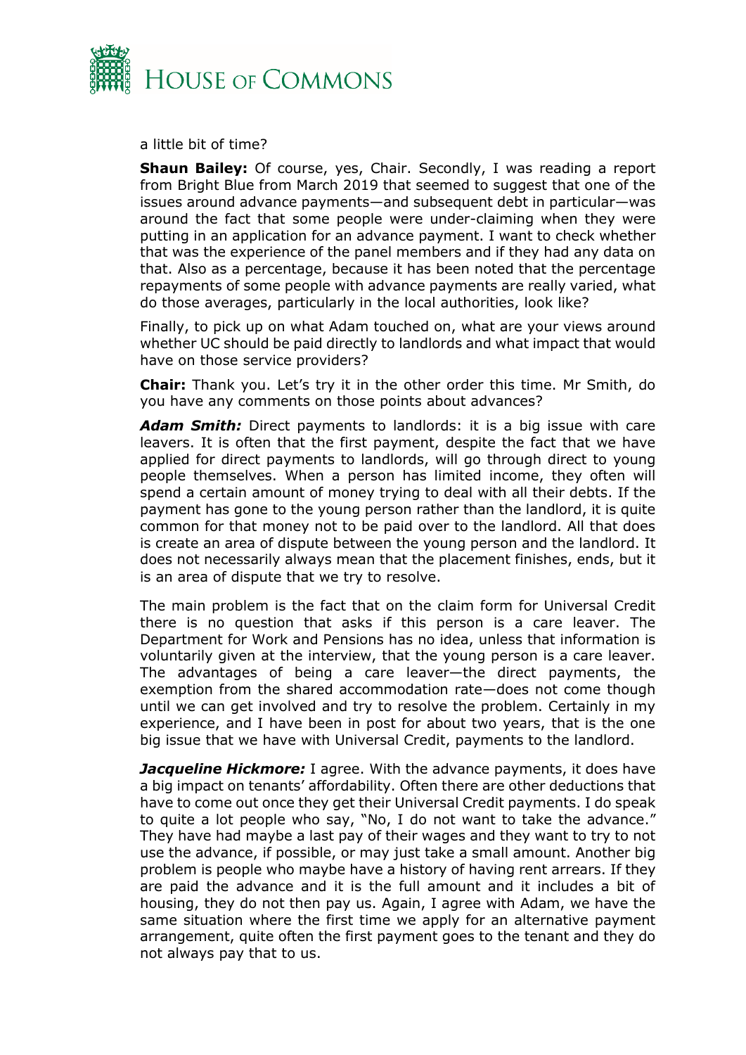a little bit of time?

**Shaun Bailey:** Of course, yes, Chair. Secondly, I was reading a report from Bright Blue from March 2019 that seemed to suggest that one of the issues around advance payments—and subsequent debt in particular—was around the fact that some people were under-claiming when they were putting in an application for an advance payment. I want to check whether that was the experience of the panel members and if they had any data on that. Also as a percentage, because it has been noted that the percentage repayments of some people with advance payments are really varied, what do those averages, particularly in the local authorities, look like?

Finally, to pick up on what Adam touched on, what are your views around whether UC should be paid directly to landlords and what impact that would have on those service providers?

**Chair:** Thank you. Let's try it in the other order this time. Mr Smith, do you have any comments on those points about advances?

***Adam Smith:*** Direct payments to landlords: it is a big issue with care leavers. It is often that the first payment, despite the fact that we have applied for direct payments to landlords, will go through direct to young people themselves. When a person has limited income, they often will spend a certain amount of money trying to deal with all their debts. If the payment has gone to the young person rather than the landlord, it is quite common for that money not to be paid over to the landlord. All that does is create an area of dispute between the young person and the landlord. It does not necessarily always mean that the placement finishes, ends, but it is an area of dispute that we try to resolve.

The main problem is the fact that on the claim form for Universal Credit there is no question that asks if this person is a care leaver. The Department for Work and Pensions has no idea, unless that information is voluntarily given at the interview, that the young person is a care leaver. The advantages of being a care leaver—the direct payments, the exemption from the shared accommodation rate—does not come though until we can get involved and try to resolve the problem. Certainly in my experience, and I have been in post for about two years, that is the one big issue that we have with Universal Credit, payments to the landlord.

***Jacqueline Hickmore:*** I agree. With the advance payments, it does have a big impact on tenants' affordability. Often there are other deductions that have to come out once they get their Universal Credit payments. I do speak to quite a lot people who say, "No, I do not want to take the advance." They have had maybe a last pay of their wages and they want to try to not use the advance, if possible, or may just take a small amount. Another big problem is people who maybe have a history of having rent arrears. If they are paid the advance and it is the full amount and it includes a bit of housing, they do not then pay us. Again, I agree with Adam, we have the same situation where the first time we apply for an alternative payment arrangement, quite often the first payment goes to the tenant and they do not always pay that to us.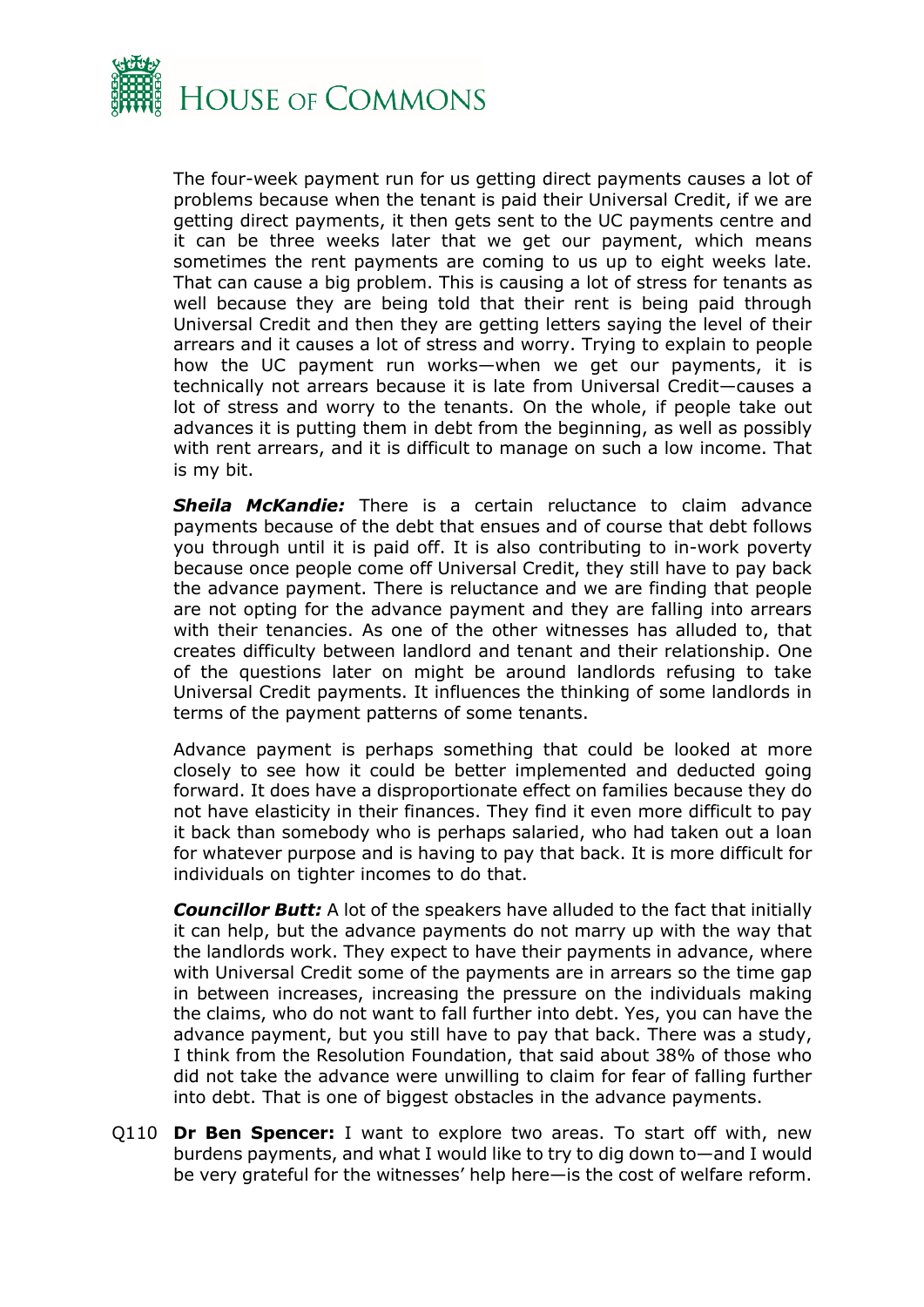The four-week payment run for us getting direct payments causes a lot of problems because when the tenant is paid their Universal Credit, if we are getting direct payments, it then gets sent to the UC payments centre and it can be three weeks later that we get our payment, which means sometimes the rent payments are coming to us up to eight weeks late. That can cause a big problem. This is causing a lot of stress for tenants as well because they are being told that their rent is being paid through Universal Credit and then they are getting letters saying the level of their arrears and it causes a lot of stress and worry. Trying to explain to people how the UC payment run works—when we get our payments, it is technically not arrears because it is late from Universal Credit—causes a lot of stress and worry to the tenants. On the whole, if people take out advances it is putting them in debt from the beginning, as well as possibly with rent arrears, and it is difficult to manage on such a low income. That is my bit.

***Sheila McKandie:*** There is a certain reluctance to claim advance payments because of the debt that ensues and of course that debt follows you through until it is paid off. It is also contributing to in-work poverty because once people come off Universal Credit, they still have to pay back the advance payment. There is reluctance and we are finding that people are not opting for the advance payment and they are falling into arrears with their tenancies. As one of the other witnesses has alluded to, that creates difficulty between landlord and tenant and their relationship. One of the questions later on might be around landlords refusing to take Universal Credit payments. It influences the thinking of some landlords in terms of the payment patterns of some tenants.

Advance payment is perhaps something that could be looked at more closely to see how it could be better implemented and deducted going forward. It does have a disproportionate effect on families because they do not have elasticity in their finances. They find it even more difficult to pay it back than somebody who is perhaps salaried, who had taken out a loan for whatever purpose and is having to pay that back. It is more difficult for individuals on tighter incomes to do that.

***Councillor Butt:*** A lot of the speakers have alluded to the fact that initially it can help, but the advance payments do not marry up with the way that the landlords work. They expect to have their payments in advance, where with Universal Credit some of the payments are in arrears so the time gap in between increases, increasing the pressure on the individuals making the claims, who do not want to fall further into debt. Yes, you can have the advance payment, but you still have to pay that back. There was a study, I think from the Resolution Foundation, that said about 38% of those who did not take the advance were unwilling to claim for fear of falling further into debt. That is one of biggest obstacles in the advance payments.

Q110 **Dr Ben Spencer:** I want to explore two areas. To start off with, new burdens payments, and what I would like to try to dig down to—and I would be very grateful for the witnesses' help here—is the cost of welfare reform.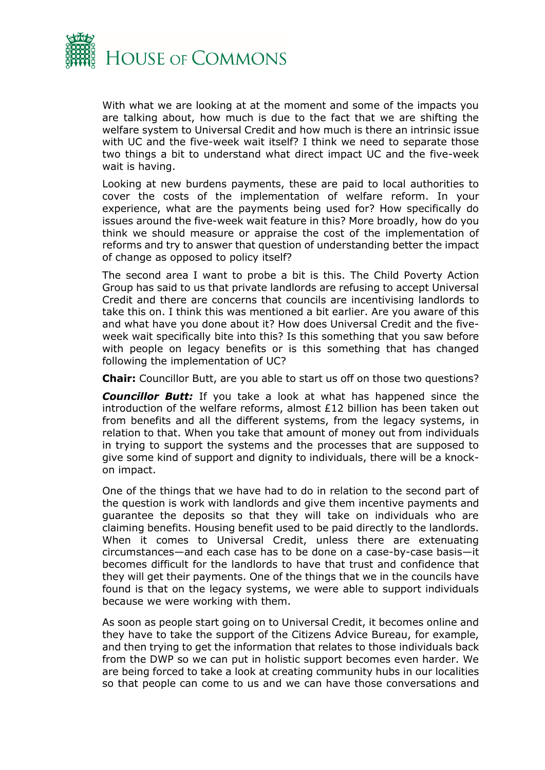With what we are looking at at the moment and some of the impacts you are talking about, how much is due to the fact that we are shifting the welfare system to Universal Credit and how much is there an intrinsic issue with UC and the five-week wait itself? I think we need to separate those two things a bit to understand what direct impact UC and the five-week wait is having.

Looking at new burdens payments, these are paid to local authorities to cover the costs of the implementation of welfare reform. In your experience, what are the payments being used for? How specifically do issues around the five-week wait feature in this? More broadly, how do you think we should measure or appraise the cost of the implementation of reforms and try to answer that question of understanding better the impact of change as opposed to policy itself?

The second area I want to probe a bit is this. The Child Poverty Action Group has said to us that private landlords are refusing to accept Universal Credit and there are concerns that councils are incentivising landlords to take this on. I think this was mentioned a bit earlier. Are you aware of this and what have you done about it? How does Universal Credit and the five-week wait specifically bite into this? Is this something that you saw before with people on legacy benefits or is this something that has changed following the implementation of UC?

**Chair:** Councillor Butt, are you able to start us off on those two questions?

***Councillor Butt:*** If you take a look at what has happened since the introduction of the welfare reforms, almost £12 billion has been taken out from benefits and all the different systems, from the legacy systems, in relation to that. When you take that amount of money out from individuals in trying to support the systems and the processes that are supposed to give some kind of support and dignity to individuals, there will be a knock-on impact.

One of the things that we have had to do in relation to the second part of the question is work with landlords and give them incentive payments and guarantee the deposits so that they will take on individuals who are claiming benefits. Housing benefit used to be paid directly to the landlords. When it comes to Universal Credit, unless there are extenuating circumstances—and each case has to be done on a case-by-case basis—it becomes difficult for the landlords to have that trust and confidence that they will get their payments. One of the things that we in the councils have found is that on the legacy systems, we were able to support individuals because we were working with them.

As soon as people start going on to Universal Credit, it becomes online and they have to take the support of the Citizens Advice Bureau, for example, and then trying to get the information that relates to those individuals back from the DWP so we can put in holistic support becomes even harder. We are being forced to take a look at creating community hubs in our localities so that people can come to us and we can have those conversations and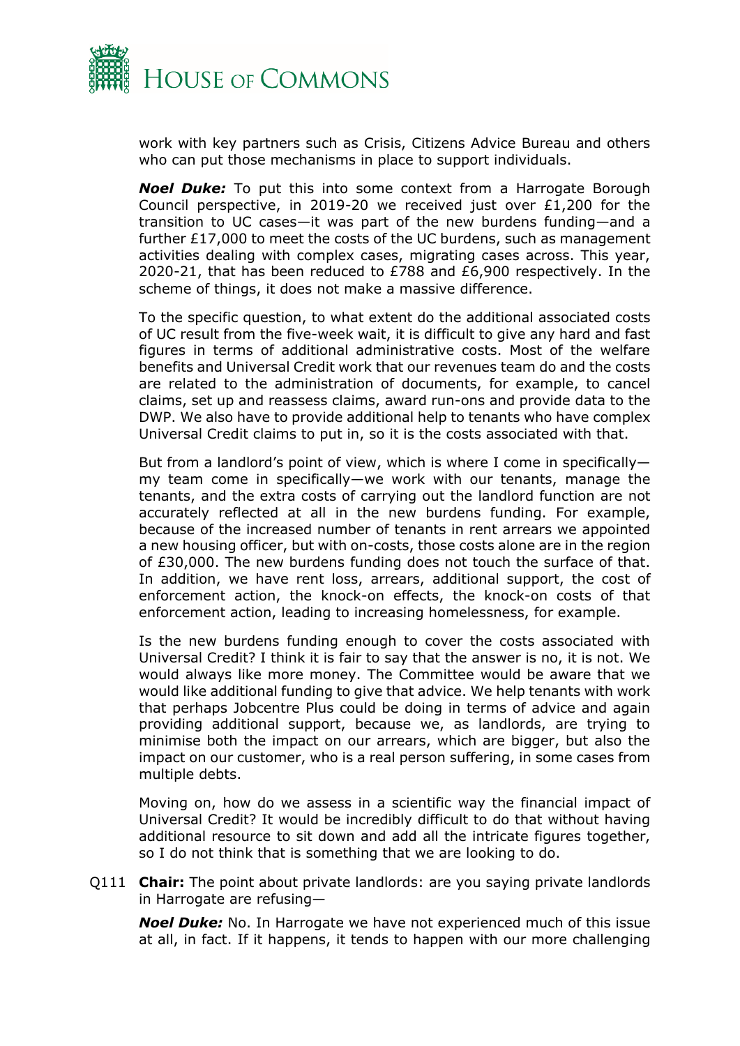work with key partners such as Crisis, Citizens Advice Bureau and others who can put those mechanisms in place to support individuals.

***Noel Duke:*** To put this into some context from a Harrogate Borough Council perspective, in 2019-20 we received just over £1,200 for the transition to UC cases—it was part of the new burdens funding—and a further £17,000 to meet the costs of the UC burdens, such as management activities dealing with complex cases, migrating cases across. This year, 2020-21, that has been reduced to £788 and £6,900 respectively. In the scheme of things, it does not make a massive difference.

To the specific question, to what extent do the additional associated costs of UC result from the five-week wait, it is difficult to give any hard and fast figures in terms of additional administrative costs. Most of the welfare benefits and Universal Credit work that our revenues team do and the costs are related to the administration of documents, for example, to cancel claims, set up and reassess claims, award run-ons and provide data to the DWP. We also have to provide additional help to tenants who have complex Universal Credit claims to put in, so it is the costs associated with that.

But from a landlord's point of view, which is where I come in specifically—my team come in specifically—we work with our tenants, manage the tenants, and the extra costs of carrying out the landlord function are not accurately reflected at all in the new burdens funding. For example, because of the increased number of tenants in rent arrears we appointed a new housing officer, but with on-costs, those costs alone are in the region of £30,000. The new burdens funding does not touch the surface of that. In addition, we have rent loss, arrears, additional support, the cost of enforcement action, the knock-on effects, the knock-on costs of that enforcement action, leading to increasing homelessness, for example.

Is the new burdens funding enough to cover the costs associated with Universal Credit? I think it is fair to say that the answer is no, it is not. We would always like more money. The Committee would be aware that we would like additional funding to give that advice. We help tenants with work that perhaps Jobcentre Plus could be doing in terms of advice and again providing additional support, because we, as landlords, are trying to minimise both the impact on our arrears, which are bigger, but also the impact on our customer, who is a real person suffering, in some cases from multiple debts.

Moving on, how do we assess in a scientific way the financial impact of Universal Credit? It would be incredibly difficult to do that without having additional resource to sit down and add all the intricate figures together, so I do not think that is something that we are looking to do.

Q111 **Chair:** The point about private landlords: are you saying private landlords in Harrogate are refusing—

***Noel Duke:*** No. In Harrogate we have not experienced much of this issue at all, in fact. If it happens, it tends to happen with our more challenging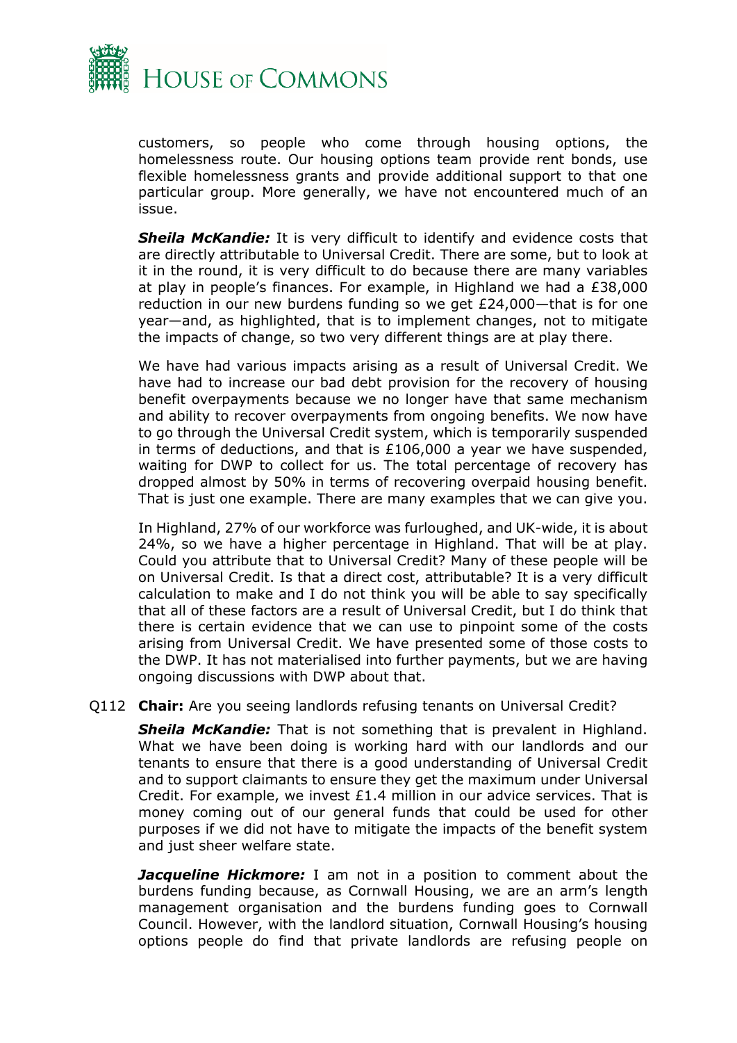customers, so people who come through housing options, the homelessness route. Our housing options team provide rent bonds, use flexible homelessness grants and provide additional support to that one particular group. More generally, we have not encountered much of an issue.

***Sheila McKandie:*** It is very difficult to identify and evidence costs that are directly attributable to Universal Credit. There are some, but to look at it in the round, it is very difficult to do because there are many variables at play in people's finances. For example, in Highland we had a £38,000 reduction in our new burdens funding so we get £24,000—that is for one year—and, as highlighted, that is to implement changes, not to mitigate the impacts of change, so two very different things are at play there.

We have had various impacts arising as a result of Universal Credit. We have had to increase our bad debt provision for the recovery of housing benefit overpayments because we no longer have that same mechanism and ability to recover overpayments from ongoing benefits. We now have to go through the Universal Credit system, which is temporarily suspended in terms of deductions, and that is £106,000 a year we have suspended, waiting for DWP to collect for us. The total percentage of recovery has dropped almost by 50% in terms of recovering overpaid housing benefit. That is just one example. There are many examples that we can give you.

In Highland, 27% of our workforce was furloughed, and UK-wide, it is about 24%, so we have a higher percentage in Highland. That will be at play. Could you attribute that to Universal Credit? Many of these people will be on Universal Credit. Is that a direct cost, attributable? It is a very difficult calculation to make and I do not think you will be able to say specifically that all of these factors are a result of Universal Credit, but I do think that there is certain evidence that we can use to pinpoint some of the costs arising from Universal Credit. We have presented some of those costs to the DWP. It has not materialised into further payments, but we are having ongoing discussions with DWP about that.

Q112 **Chair:** Are you seeing landlords refusing tenants on Universal Credit?

***Sheila McKandie:*** That is not something that is prevalent in Highland. What we have been doing is working hard with our landlords and our tenants to ensure that there is a good understanding of Universal Credit and to support claimants to ensure they get the maximum under Universal Credit. For example, we invest £1.4 million in our advice services. That is money coming out of our general funds that could be used for other purposes if we did not have to mitigate the impacts of the benefit system and just sheer welfare state.

***Jacqueline Hickmore:*** I am not in a position to comment about the burdens funding because, as Cornwall Housing, we are an arm's length management organisation and the burdens funding goes to Cornwall Council. However, with the landlord situation, Cornwall Housing's housing options people do find that private landlords are refusing people on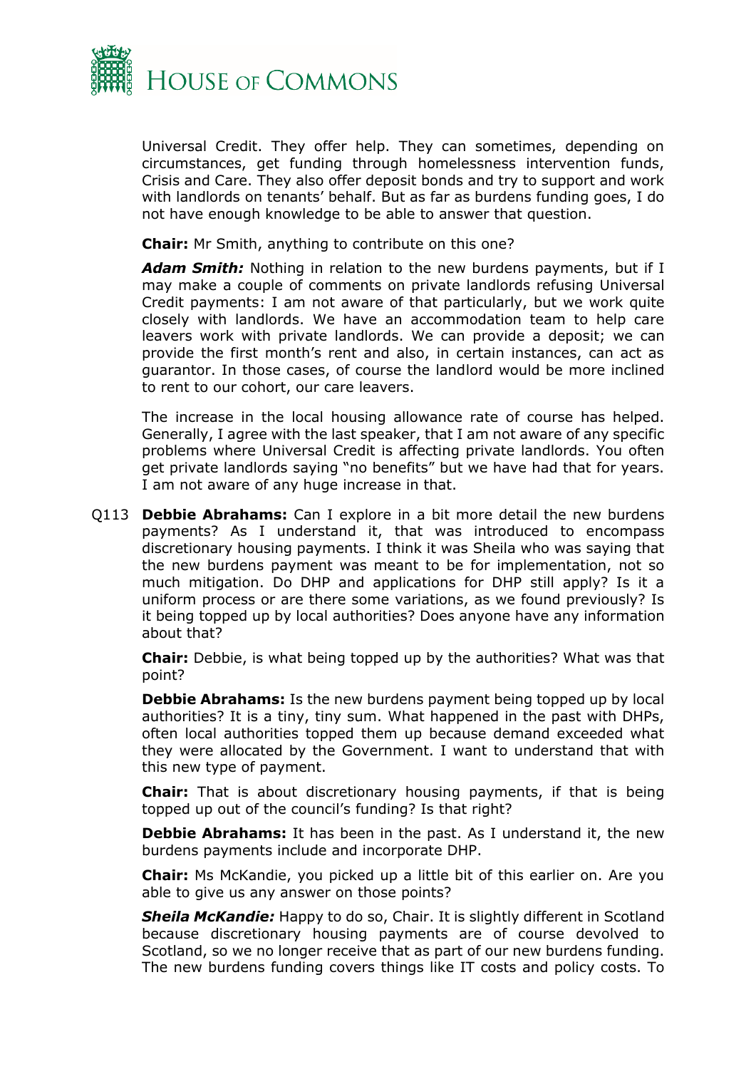Universal Credit. They offer help. They can sometimes, depending on circumstances, get funding through homelessness intervention funds, Crisis and Care. They also offer deposit bonds and try to support and work with landlords on tenants' behalf. But as far as burdens funding goes, I do not have enough knowledge to be able to answer that question.

**Chair:** Mr Smith, anything to contribute on this one?

***Adam Smith:*** Nothing in relation to the new burdens payments, but if I may make a couple of comments on private landlords refusing Universal Credit payments: I am not aware of that particularly, but we work quite closely with landlords. We have an accommodation team to help care leavers work with private landlords. We can provide a deposit; we can provide the first month's rent and also, in certain instances, can act as guarantor. In those cases, of course the landlord would be more inclined to rent to our cohort, our care leavers.

The increase in the local housing allowance rate of course has helped. Generally, I agree with the last speaker, that I am not aware of any specific problems where Universal Credit is affecting private landlords. You often get private landlords saying "no benefits" but we have had that for years. I am not aware of any huge increase in that.

Q113 **Debbie Abrahams:** Can I explore in a bit more detail the new burdens payments? As I understand it, that was introduced to encompass discretionary housing payments. I think it was Sheila who was saying that the new burdens payment was meant to be for implementation, not so much mitigation. Do DHP and applications for DHP still apply? Is it a uniform process or are there some variations, as we found previously? Is it being topped up by local authorities? Does anyone have any information about that?

**Chair:** Debbie, is what being topped up by the authorities? What was that point?

**Debbie Abrahams:** Is the new burdens payment being topped up by local authorities? It is a tiny, tiny sum. What happened in the past with DHPs, often local authorities topped them up because demand exceeded what they were allocated by the Government. I want to understand that with this new type of payment.

**Chair:** That is about discretionary housing payments, if that is being topped up out of the council's funding? Is that right?

**Debbie Abrahams:** It has been in the past. As I understand it, the new burdens payments include and incorporate DHP.

**Chair:** Ms McKandie, you picked up a little bit of this earlier on. Are you able to give us any answer on those points?

***Sheila McKandie:*** Happy to do so, Chair. It is slightly different in Scotland because discretionary housing payments are of course devolved to Scotland, so we no longer receive that as part of our new burdens funding. The new burdens funding covers things like IT costs and policy costs. To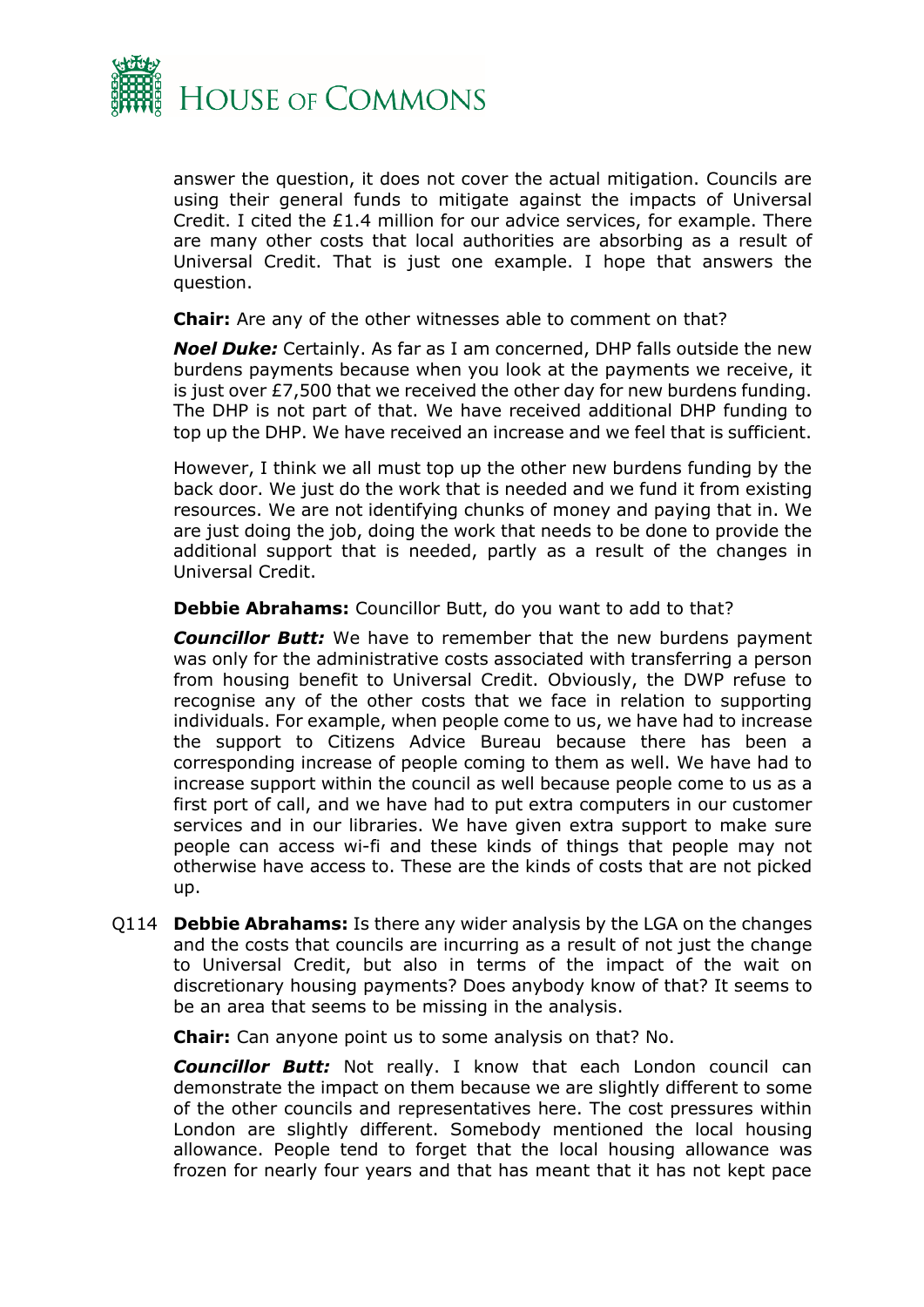answer the question, it does not cover the actual mitigation. Councils are using their general funds to mitigate against the impacts of Universal Credit. I cited the £1.4 million for our advice services, for example. There are many other costs that local authorities are absorbing as a result of Universal Credit. That is just one example. I hope that answers the question.

**Chair:** Are any of the other witnesses able to comment on that?

***Noel Duke:*** Certainly. As far as I am concerned, DHP falls outside the new burdens payments because when you look at the payments we receive, it is just over £7,500 that we received the other day for new burdens funding. The DHP is not part of that. We have received additional DHP funding to top up the DHP. We have received an increase and we feel that is sufficient.

However, I think we all must top up the other new burdens funding by the back door. We just do the work that is needed and we fund it from existing resources. We are not identifying chunks of money and paying that in. We are just doing the job, doing the work that needs to be done to provide the additional support that is needed, partly as a result of the changes in Universal Credit.

**Debbie Abrahams:** Councillor Butt, do you want to add to that?

***Councillor Butt:*** We have to remember that the new burdens payment was only for the administrative costs associated with transferring a person from housing benefit to Universal Credit. Obviously, the DWP refuse to recognise any of the other costs that we face in relation to supporting individuals. For example, when people come to us, we have had to increase the support to Citizens Advice Bureau because there has been a corresponding increase of people coming to them as well. We have had to increase support within the council as well because people come to us as a first port of call, and we have had to put extra computers in our customer services and in our libraries. We have given extra support to make sure people can access wi-fi and these kinds of things that people may not otherwise have access to. These are the kinds of costs that are not picked up.

Q114 **Debbie Abrahams:** Is there any wider analysis by the LGA on the changes and the costs that councils are incurring as a result of not just the change to Universal Credit, but also in terms of the impact of the wait on discretionary housing payments? Does anybody know of that? It seems to be an area that seems to be missing in the analysis.

**Chair:** Can anyone point us to some analysis on that? No.

***Councillor Butt:*** Not really. I know that each London council can demonstrate the impact on them because we are slightly different to some of the other councils and representatives here. The cost pressures within London are slightly different. Somebody mentioned the local housing allowance. People tend to forget that the local housing allowance was frozen for nearly four years and that has meant that it has not kept pace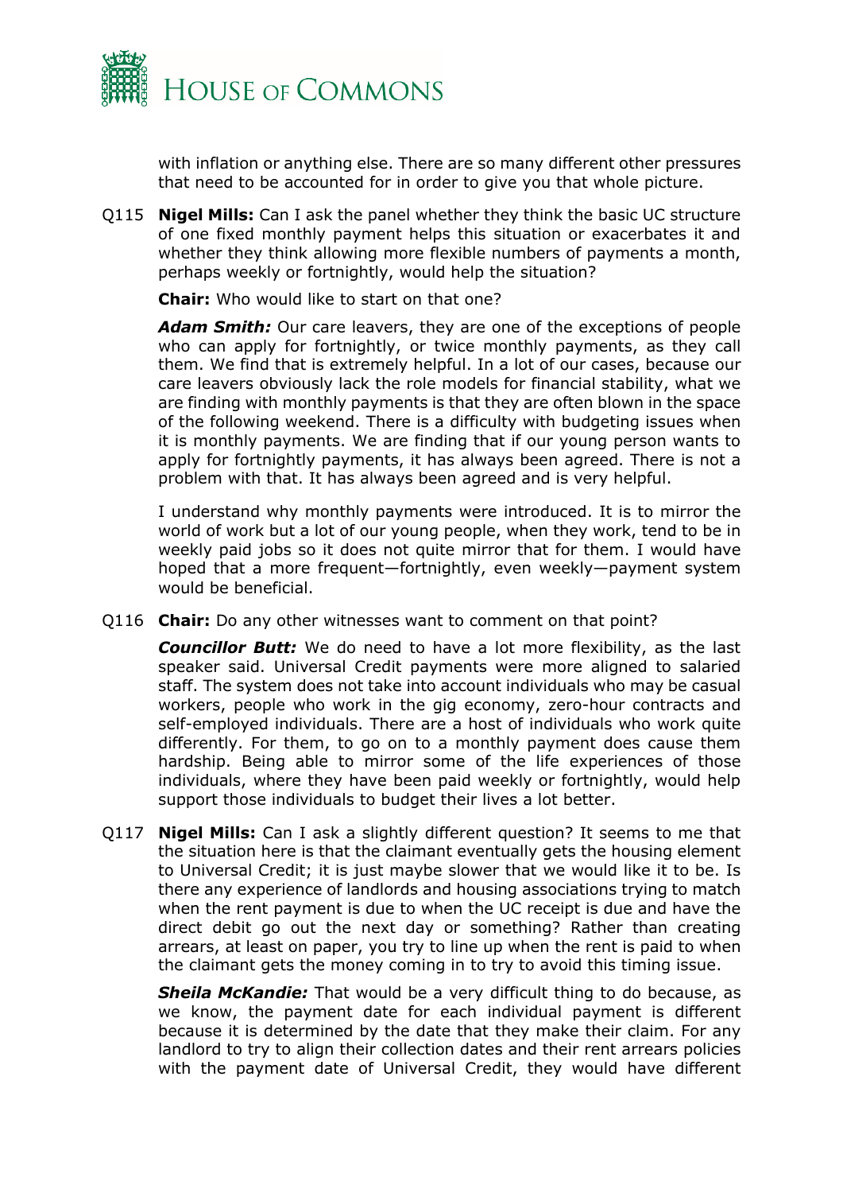with inflation or anything else. There are so many different other pressures that need to be accounted for in order to give you that whole picture.

Q115 **Nigel Mills:** Can I ask the panel whether they think the basic UC structure of one fixed monthly payment helps this situation or exacerbates it and whether they think allowing more flexible numbers of payments a month, perhaps weekly or fortnightly, would help the situation?

**Chair:** Who would like to start on that one?

***Adam Smith:*** Our care leavers, they are one of the exceptions of people who can apply for fortnightly, or twice monthly payments, as they call them. We find that is extremely helpful. In a lot of our cases, because our care leavers obviously lack the role models for financial stability, what we are finding with monthly payments is that they are often blown in the space of the following weekend. There is a difficulty with budgeting issues when it is monthly payments. We are finding that if our young person wants to apply for fortnightly payments, it has always been agreed. There is not a problem with that. It has always been agreed and is very helpful.

I understand why monthly payments were introduced. It is to mirror the world of work but a lot of our young people, when they work, tend to be in weekly paid jobs so it does not quite mirror that for them. I would have hoped that a more frequent—fortnightly, even weekly—payment system would be beneficial.

Q116 **Chair:** Do any other witnesses want to comment on that point?

***Councillor Butt:*** We do need to have a lot more flexibility, as the last speaker said. Universal Credit payments were more aligned to salaried staff. The system does not take into account individuals who may be casual workers, people who work in the gig economy, zero-hour contracts and self-employed individuals. There are a host of individuals who work quite differently. For them, to go on to a monthly payment does cause them hardship. Being able to mirror some of the life experiences of those individuals, where they have been paid weekly or fortnightly, would help support those individuals to budget their lives a lot better.

Q117 **Nigel Mills:** Can I ask a slightly different question? It seems to me that the situation here is that the claimant eventually gets the housing element to Universal Credit; it is just maybe slower that we would like it to be. Is there any experience of landlords and housing associations trying to match when the rent payment is due to when the UC receipt is due and have the direct debit go out the next day or something? Rather than creating arrears, at least on paper, you try to line up when the rent is paid to when the claimant gets the money coming in to try to avoid this timing issue.

***Sheila McKandie:*** That would be a very difficult thing to do because, as we know, the payment date for each individual payment is different because it is determined by the date that they make their claim. For any landlord to try to align their collection dates and their rent arrears policies with the payment date of Universal Credit, they would have different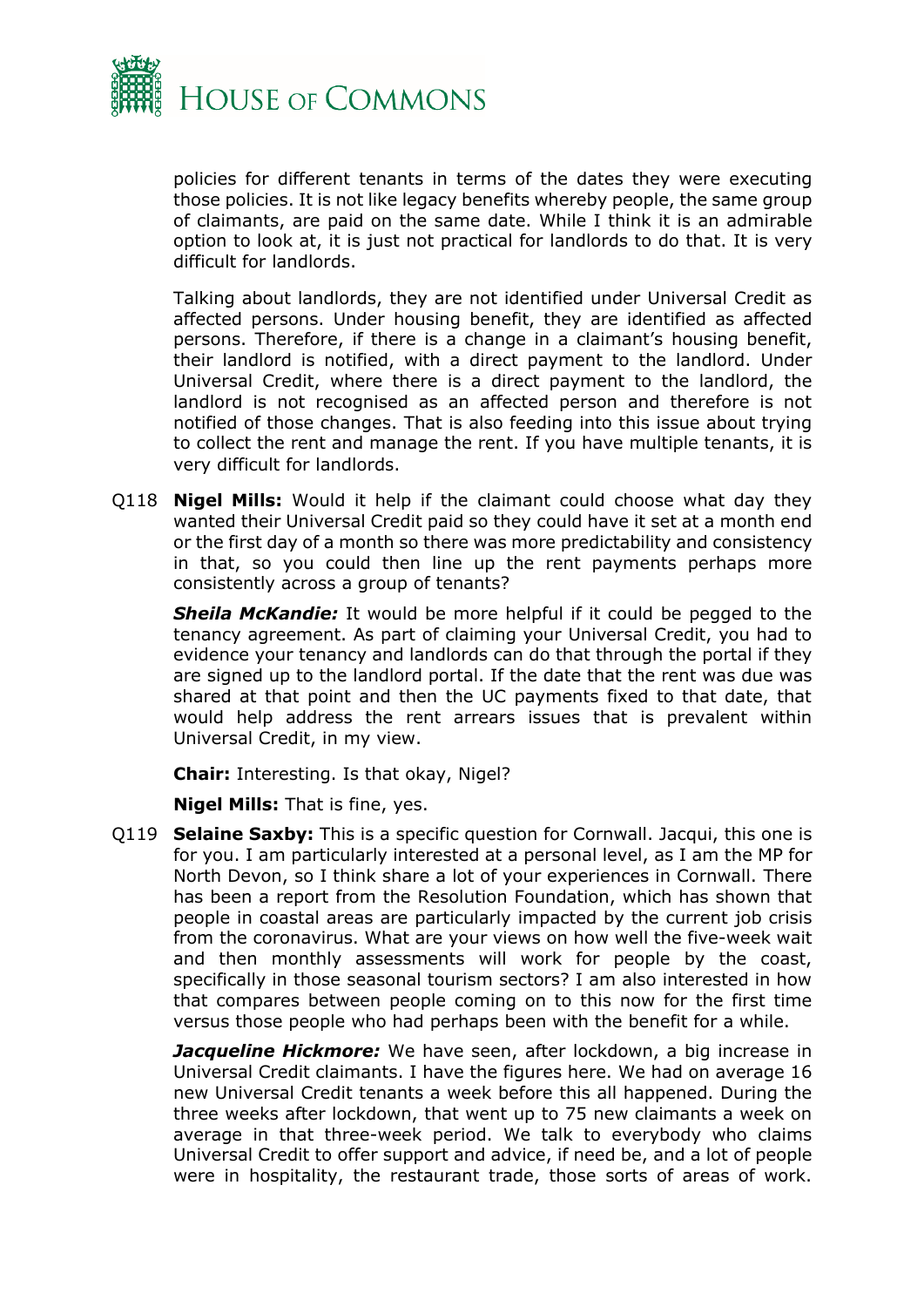policies for different tenants in terms of the dates they were executing those policies. It is not like legacy benefits whereby people, the same group of claimants, are paid on the same date. While I think it is an admirable option to look at, it is just not practical for landlords to do that. It is very difficult for landlords.

Talking about landlords, they are not identified under Universal Credit as affected persons. Under housing benefit, they are identified as affected persons. Therefore, if there is a change in a claimant's housing benefit, their landlord is notified, with a direct payment to the landlord. Under Universal Credit, where there is a direct payment to the landlord, the landlord is not recognised as an affected person and therefore is not notified of those changes. That is also feeding into this issue about trying to collect the rent and manage the rent. If you have multiple tenants, it is very difficult for landlords.

Q118 **Nigel Mills:** Would it help if the claimant could choose what day they wanted their Universal Credit paid so they could have it set at a month end or the first day of a month so there was more predictability and consistency in that, so you could then line up the rent payments perhaps more consistently across a group of tenants?

***Sheila McKandie:*** It would be more helpful if it could be pegged to the tenancy agreement. As part of claiming your Universal Credit, you had to evidence your tenancy and landlords can do that through the portal if they are signed up to the landlord portal. If the date that the rent was due was shared at that point and then the UC payments fixed to that date, that would help address the rent arrears issues that is prevalent within Universal Credit, in my view.

**Chair:** Interesting. Is that okay, Nigel?

**Nigel Mills:** That is fine, yes.

Q119 **Selaine Saxby:** This is a specific question for Cornwall. Jacqui, this one is for you. I am particularly interested at a personal level, as I am the MP for North Devon, so I think share a lot of your experiences in Cornwall. There has been a report from the Resolution Foundation, which has shown that people in coastal areas are particularly impacted by the current job crisis from the coronavirus. What are your views on how well the five-week wait and then monthly assessments will work for people by the coast, specifically in those seasonal tourism sectors? I am also interested in how that compares between people coming on to this now for the first time versus those people who had perhaps been with the benefit for a while.

***Jacqueline Hickmore:*** We have seen, after lockdown, a big increase in Universal Credit claimants. I have the figures here. We had on average 16 new Universal Credit tenants a week before this all happened. During the three weeks after lockdown, that went up to 75 new claimants a week on average in that three-week period. We talk to everybody who claims Universal Credit to offer support and advice, if need be, and a lot of people were in hospitality, the restaurant trade, those sorts of areas of work.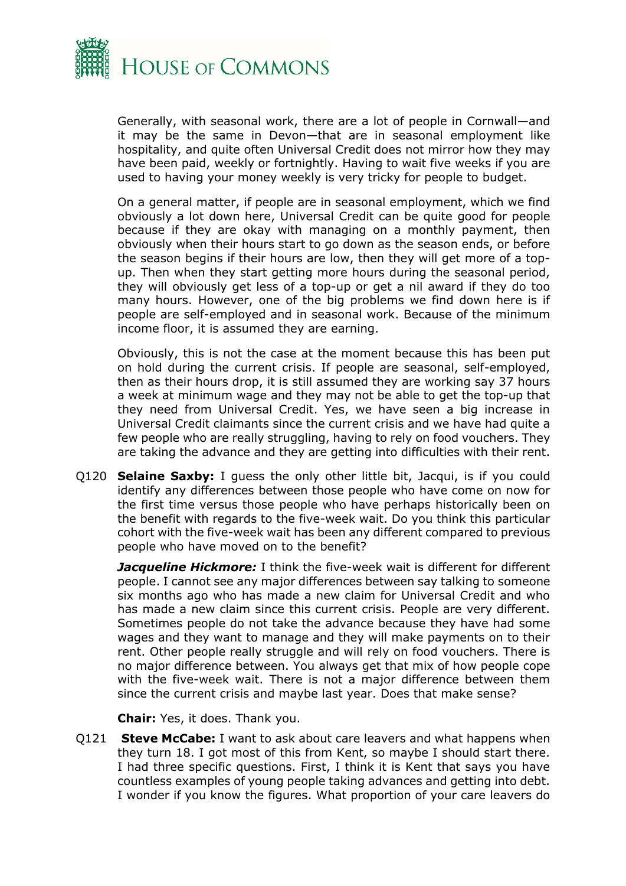Generally, with seasonal work, there are a lot of people in Cornwall—and it may be the same in Devon—that are in seasonal employment like hospitality, and quite often Universal Credit does not mirror how they may have been paid, weekly or fortnightly. Having to wait five weeks if you are used to having your money weekly is very tricky for people to budget.

On a general matter, if people are in seasonal employment, which we find obviously a lot down here, Universal Credit can be quite good for people because if they are okay with managing on a monthly payment, then obviously when their hours start to go down as the season ends, or before the season begins if their hours are low, then they will get more of a top-up. Then when they start getting more hours during the seasonal period, they will obviously get less of a top-up or get a nil award if they do too many hours. However, one of the big problems we find down here is if people are self-employed and in seasonal work. Because of the minimum income floor, it is assumed they are earning.

Obviously, this is not the case at the moment because this has been put on hold during the current crisis. If people are seasonal, self-employed, then as their hours drop, it is still assumed they are working say 37 hours a week at minimum wage and they may not be able to get the top-up that they need from Universal Credit. Yes, we have seen a big increase in Universal Credit claimants since the current crisis and we have had quite a few people who are really struggling, having to rely on food vouchers. They are taking the advance and they are getting into difficulties with their rent.

Q120 **Selaine Saxby:** I guess the only other little bit, Jacqui, is if you could identify any differences between those people who have come on now for the first time versus those people who have perhaps historically been on the benefit with regards to the five-week wait. Do you think this particular cohort with the five-week wait has been any different compared to previous people who have moved on to the benefit?

***Jacqueline Hickmore:*** I think the five-week wait is different for different people. I cannot see any major differences between say talking to someone six months ago who has made a new claim for Universal Credit and who has made a new claim since this current crisis. People are very different. Sometimes people do not take the advance because they have had some wages and they want to manage and they will make payments on to their rent. Other people really struggle and will rely on food vouchers. There is no major difference between. You always get that mix of how people cope with the five-week wait. There is not a major difference between them since the current crisis and maybe last year. Does that make sense?

**Chair:** Yes, it does. Thank you.

Q121 **Steve McCabe:** I want to ask about care leavers and what happens when they turn 18. I got most of this from Kent, so maybe I should start there. I had three specific questions. First, I think it is Kent that says you have countless examples of young people taking advances and getting into debt. I wonder if you know the figures. What proportion of your care leavers do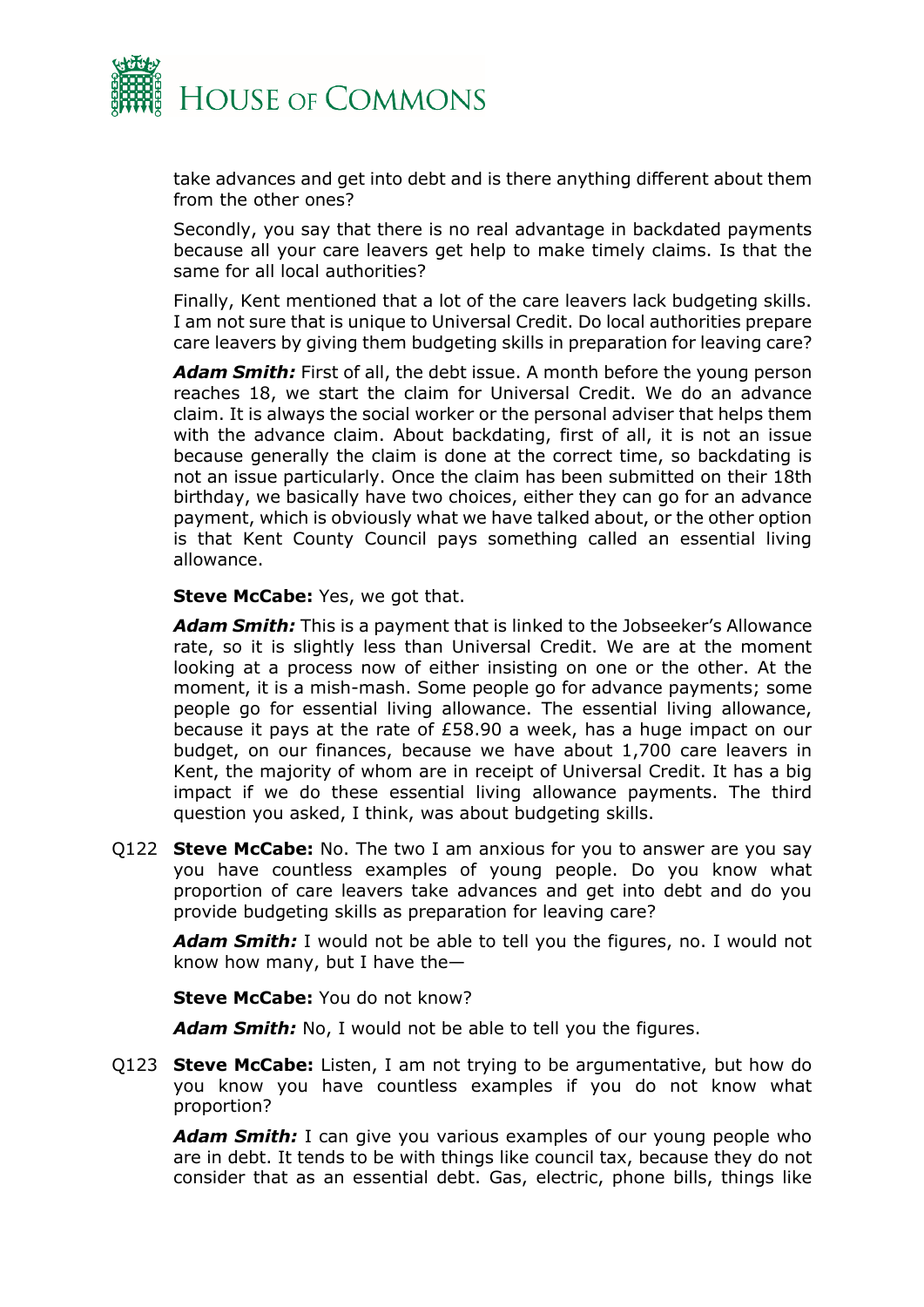take advances and get into debt and is there anything different about them from the other ones?

Secondly, you say that there is no real advantage in backdated payments because all your care leavers get help to make timely claims. Is that the same for all local authorities?

Finally, Kent mentioned that a lot of the care leavers lack budgeting skills. I am not sure that is unique to Universal Credit. Do local authorities prepare care leavers by giving them budgeting skills in preparation for leaving care?

***Adam Smith:*** First of all, the debt issue. A month before the young person reaches 18, we start the claim for Universal Credit. We do an advance claim. It is always the social worker or the personal adviser that helps them with the advance claim. About backdating, first of all, it is not an issue because generally the claim is done at the correct time, so backdating is not an issue particularly. Once the claim has been submitted on their 18th birthday, we basically have two choices, either they can go for an advance payment, which is obviously what we have talked about, or the other option is that Kent County Council pays something called an essential living allowance.

**Steve McCabe:** Yes, we got that.

***Adam Smith:*** This is a payment that is linked to the Jobseeker's Allowance rate, so it is slightly less than Universal Credit. We are at the moment looking at a process now of either insisting on one or the other. At the moment, it is a mish-mash. Some people go for advance payments; some people go for essential living allowance. The essential living allowance, because it pays at the rate of £58.90 a week, has a huge impact on our budget, on our finances, because we have about 1,700 care leavers in Kent, the majority of whom are in receipt of Universal Credit. It has a big impact if we do these essential living allowance payments. The third question you asked, I think, was about budgeting skills.

Q122 **Steve McCabe:** No. The two I am anxious for you to answer are you say you have countless examples of young people. Do you know what proportion of care leavers take advances and get into debt and do you provide budgeting skills as preparation for leaving care?

***Adam Smith:*** I would not be able to tell you the figures, no. I would not know how many, but I have the—

**Steve McCabe:** You do not know?

***Adam Smith:*** No, I would not be able to tell you the figures.

Q123 **Steve McCabe:** Listen, I am not trying to be argumentative, but how do you know you have countless examples if you do not know what proportion?

***Adam Smith:*** I can give you various examples of our young people who are in debt. It tends to be with things like council tax, because they do not consider that as an essential debt. Gas, electric, phone bills, things like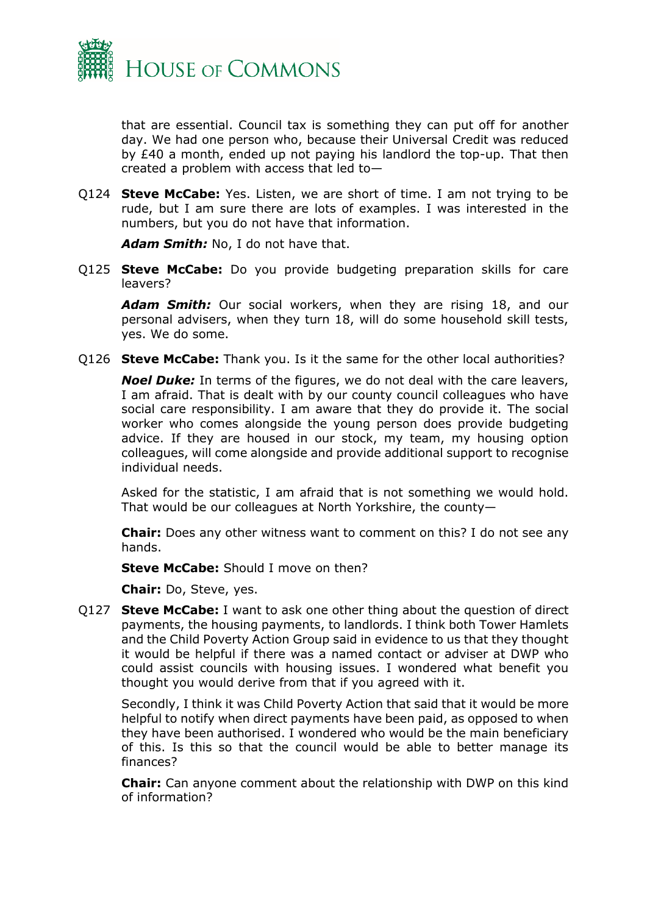that are essential. Council tax is something they can put off for another day. We had one person who, because their Universal Credit was reduced by £40 a month, ended up not paying his landlord the top-up. That then created a problem with access that led to—

Q124 **Steve McCabe:** Yes. Listen, we are short of time. I am not trying to be rude, but I am sure there are lots of examples. I was interested in the numbers, but you do not have that information.

***Adam Smith:*** No, I do not have that.

Q125 **Steve McCabe:** Do you provide budgeting preparation skills for care leavers?

***Adam Smith:*** Our social workers, when they are rising 18, and our personal advisers, when they turn 18, will do some household skill tests, yes. We do some.

Q126 **Steve McCabe:** Thank you. Is it the same for the other local authorities?

***Noel Duke:*** In terms of the figures, we do not deal with the care leavers, I am afraid. That is dealt with by our county council colleagues who have social care responsibility. I am aware that they do provide it. The social worker who comes alongside the young person does provide budgeting advice. If they are housed in our stock, my team, my housing option colleagues, will come alongside and provide additional support to recognise individual needs.

Asked for the statistic, I am afraid that is not something we would hold. That would be our colleagues at North Yorkshire, the county—

**Chair:** Does any other witness want to comment on this? I do not see any hands.

**Steve McCabe:** Should I move on then?

**Chair:** Do, Steve, yes.

Q127 **Steve McCabe:** I want to ask one other thing about the question of direct payments, the housing payments, to landlords. I think both Tower Hamlets and the Child Poverty Action Group said in evidence to us that they thought it would be helpful if there was a named contact or adviser at DWP who could assist councils with housing issues. I wondered what benefit you thought you would derive from that if you agreed with it.

Secondly, I think it was Child Poverty Action that said that it would be more helpful to notify when direct payments have been paid, as opposed to when they have been authorised. I wondered who would be the main beneficiary of this. Is this so that the council would be able to better manage its finances?

**Chair:** Can anyone comment about the relationship with DWP on this kind of information?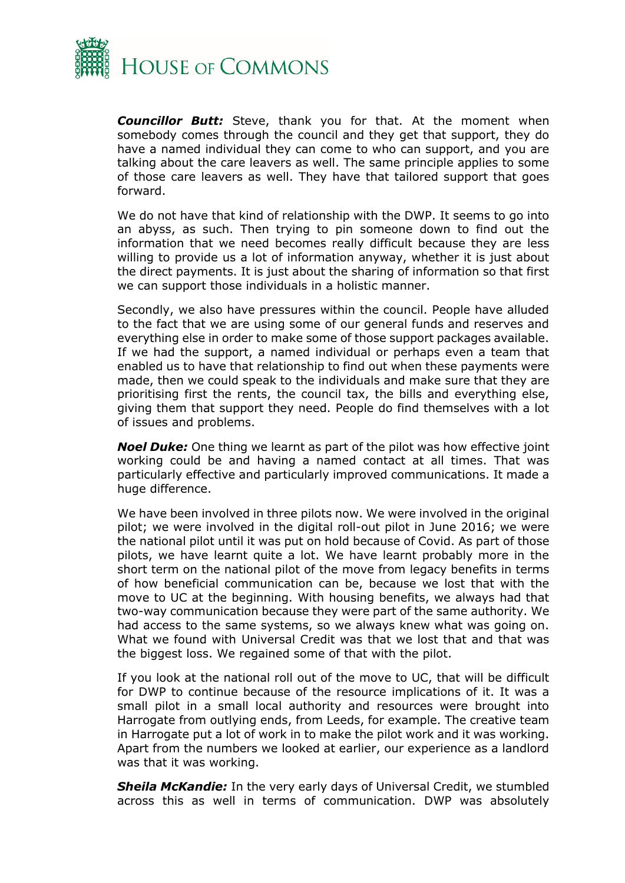***Councillor Butt:*** Steve, thank you for that. At the moment when somebody comes through the council and they get that support, they do have a named individual they can come to who can support, and you are talking about the care leavers as well. The same principle applies to some of those care leavers as well. They have that tailored support that goes forward.

We do not have that kind of relationship with the DWP. It seems to go into an abyss, as such. Then trying to pin someone down to find out the information that we need becomes really difficult because they are less willing to provide us a lot of information anyway, whether it is just about the direct payments. It is just about the sharing of information so that first we can support those individuals in a holistic manner.

Secondly, we also have pressures within the council. People have alluded to the fact that we are using some of our general funds and reserves and everything else in order to make some of those support packages available. If we had the support, a named individual or perhaps even a team that enabled us to have that relationship to find out when these payments were made, then we could speak to the individuals and make sure that they are prioritising first the rents, the council tax, the bills and everything else, giving them that support they need. People do find themselves with a lot of issues and problems.

***Noel Duke:*** One thing we learnt as part of the pilot was how effective joint working could be and having a named contact at all times. That was particularly effective and particularly improved communications. It made a huge difference.

We have been involved in three pilots now. We were involved in the original pilot; we were involved in the digital roll-out pilot in June 2016; we were the national pilot until it was put on hold because of Covid. As part of those pilots, we have learnt quite a lot. We have learnt probably more in the short term on the national pilot of the move from legacy benefits in terms of how beneficial communication can be, because we lost that with the move to UC at the beginning. With housing benefits, we always had that two-way communication because they were part of the same authority. We had access to the same systems, so we always knew what was going on. What we found with Universal Credit was that we lost that and that was the biggest loss. We regained some of that with the pilot.

If you look at the national roll out of the move to UC, that will be difficult for DWP to continue because of the resource implications of it. It was a small pilot in a small local authority and resources were brought into Harrogate from outlying ends, from Leeds, for example. The creative team in Harrogate put a lot of work in to make the pilot work and it was working. Apart from the numbers we looked at earlier, our experience as a landlord was that it was working.

***Sheila McKandie:*** In the very early days of Universal Credit, we stumbled across this as well in terms of communication. DWP was absolutely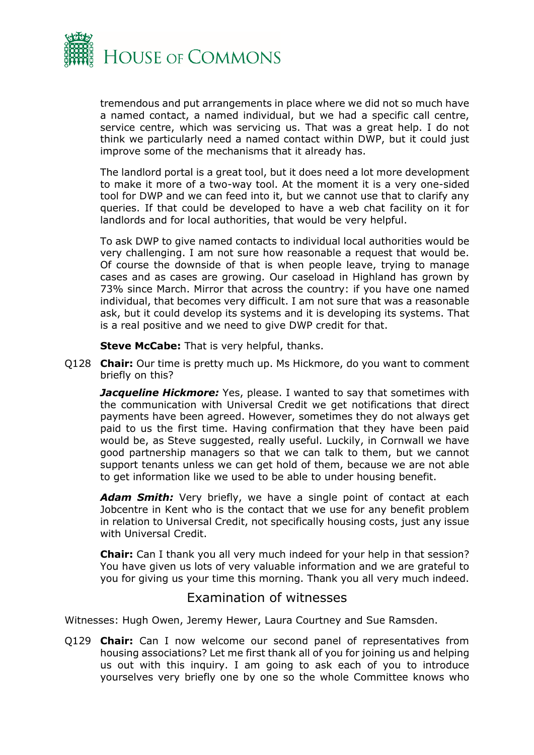tremendous and put arrangements in place where we did not so much have a named contact, a named individual, but we had a specific call centre, service centre, which was servicing us. That was a great help. I do not think we particularly need a named contact within DWP, but it could just improve some of the mechanisms that it already has.

The landlord portal is a great tool, but it does need a lot more development to make it more of a two-way tool. At the moment it is a very one-sided tool for DWP and we can feed into it, but we cannot use that to clarify any queries. If that could be developed to have a web chat facility on it for landlords and for local authorities, that would be very helpful.

To ask DWP to give named contacts to individual local authorities would be very challenging. I am not sure how reasonable a request that would be. Of course the downside of that is when people leave, trying to manage cases and as cases are growing. Our caseload in Highland has grown by 73% since March. Mirror that across the country: if you have one named individual, that becomes very difficult. I am not sure that was a reasonable ask, but it could develop its systems and it is developing its systems. That is a real positive and we need to give DWP credit for that.

**Steve McCabe:** That is very helpful, thanks.

Q128 **Chair:** Our time is pretty much up. Ms Hickmore, do you want to comment briefly on this?

***Jacqueline Hickmore:*** Yes, please. I wanted to say that sometimes with the communication with Universal Credit we get notifications that direct payments have been agreed. However, sometimes they do not always get paid to us the first time. Having confirmation that they have been paid would be, as Steve suggested, really useful. Luckily, in Cornwall we have good partnership managers so that we can talk to them, but we cannot support tenants unless we can get hold of them, because we are not able to get information like we used to be able to under housing benefit.

***Adam Smith:*** Very briefly, we have a single point of contact at each Jobcentre in Kent who is the contact that we use for any benefit problem in relation to Universal Credit, not specifically housing costs, just any issue with Universal Credit.

**Chair:** Can I thank you all very much indeed for your help in that session? You have given us lots of very valuable information and we are grateful to you for giving us your time this morning. Thank you all very much indeed.

## Examination of witnesses

Witnesses: Hugh Owen, Jeremy Hewer, Laura Courtney and Sue Ramsden.

Q129 **Chair:** Can I now welcome our second panel of representatives from housing associations? Let me first thank all of you for joining us and helping us out with this inquiry. I am going to ask each of you to introduce yourselves very briefly one by one so the whole Committee knows who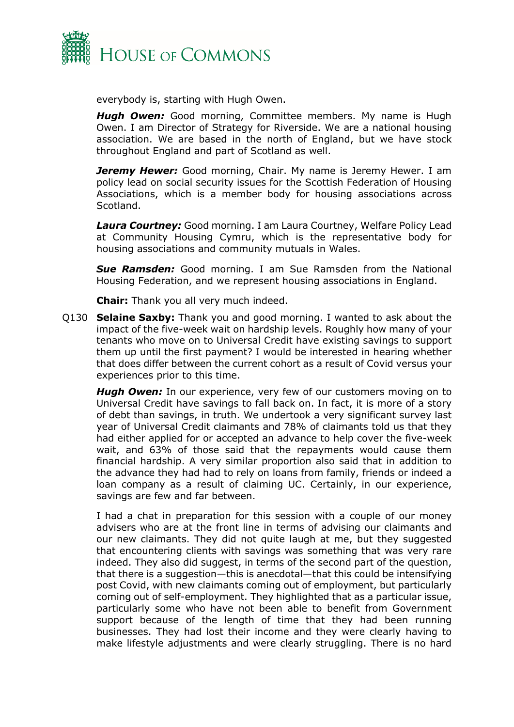everybody is, starting with Hugh Owen.

***Hugh Owen:*** Good morning, Committee members. My name is Hugh Owen. I am Director of Strategy for Riverside. We are a national housing association. We are based in the north of England, but we have stock throughout England and part of Scotland as well.

***Jeremy Hewer:*** Good morning, Chair. My name is Jeremy Hewer. I am policy lead on social security issues for the Scottish Federation of Housing Associations, which is a member body for housing associations across Scotland.

***Laura Courtney:*** Good morning. I am Laura Courtney, Welfare Policy Lead at Community Housing Cymru, which is the representative body for housing associations and community mutuals in Wales.

***Sue Ramsden:*** Good morning. I am Sue Ramsden from the National Housing Federation, and we represent housing associations in England.

**Chair:** Thank you all very much indeed.

Q130 **Selaine Saxby:** Thank you and good morning. I wanted to ask about the impact of the five-week wait on hardship levels. Roughly how many of your tenants who move on to Universal Credit have existing savings to support them up until the first payment? I would be interested in hearing whether that does differ between the current cohort as a result of Covid versus your experiences prior to this time.

***Hugh Owen:*** In our experience, very few of our customers moving on to Universal Credit have savings to fall back on. In fact, it is more of a story of debt than savings, in truth. We undertook a very significant survey last year of Universal Credit claimants and 78% of claimants told us that they had either applied for or accepted an advance to help cover the five-week wait, and 63% of those said that the repayments would cause them financial hardship. A very similar proportion also said that in addition to the advance they had had to rely on loans from family, friends or indeed a loan company as a result of claiming UC. Certainly, in our experience, savings are few and far between.

I had a chat in preparation for this session with a couple of our money advisers who are at the front line in terms of advising our claimants and our new claimants. They did not quite laugh at me, but they suggested that encountering clients with savings was something that was very rare indeed. They also did suggest, in terms of the second part of the question, that there is a suggestion—this is anecdotal—that this could be intensifying post Covid, with new claimants coming out of employment, but particularly coming out of self-employment. They highlighted that as a particular issue, particularly some who have not been able to benefit from Government support because of the length of time that they had been running businesses. They had lost their income and they were clearly having to make lifestyle adjustments and were clearly struggling. There is no hard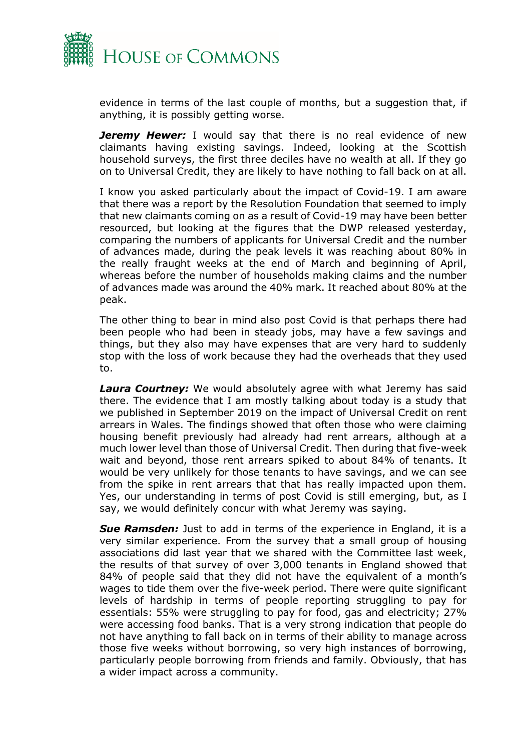evidence in terms of the last couple of months, but a suggestion that, if anything, it is possibly getting worse.

***Jeremy Hewer:*** I would say that there is no real evidence of new claimants having existing savings. Indeed, looking at the Scottish household surveys, the first three deciles have no wealth at all. If they go on to Universal Credit, they are likely to have nothing to fall back on at all.

I know you asked particularly about the impact of Covid-19. I am aware that there was a report by the Resolution Foundation that seemed to imply that new claimants coming on as a result of Covid-19 may have been better resourced, but looking at the figures that the DWP released yesterday, comparing the numbers of applicants for Universal Credit and the number of advances made, during the peak levels it was reaching about 80% in the really fraught weeks at the end of March and beginning of April, whereas before the number of households making claims and the number of advances made was around the 40% mark. It reached about 80% at the peak.

The other thing to bear in mind also post Covid is that perhaps there had been people who had been in steady jobs, may have a few savings and things, but they also may have expenses that are very hard to suddenly stop with the loss of work because they had the overheads that they used to.

***Laura Courtney:*** We would absolutely agree with what Jeremy has said there. The evidence that I am mostly talking about today is a study that we published in September 2019 on the impact of Universal Credit on rent arrears in Wales. The findings showed that often those who were claiming housing benefit previously had already had rent arrears, although at a much lower level than those of Universal Credit. Then during that five-week wait and beyond, those rent arrears spiked to about 84% of tenants. It would be very unlikely for those tenants to have savings, and we can see from the spike in rent arrears that that has really impacted upon them. Yes, our understanding in terms of post Covid is still emerging, but, as I say, we would definitely concur with what Jeremy was saying.

***Sue Ramsden:*** Just to add in terms of the experience in England, it is a very similar experience. From the survey that a small group of housing associations did last year that we shared with the Committee last week, the results of that survey of over 3,000 tenants in England showed that 84% of people said that they did not have the equivalent of a month's wages to tide them over the five-week period. There were quite significant levels of hardship in terms of people reporting struggling to pay for essentials: 55% were struggling to pay for food, gas and electricity; 27% were accessing food banks. That is a very strong indication that people do not have anything to fall back on in terms of their ability to manage across those five weeks without borrowing, so very high instances of borrowing, particularly people borrowing from friends and family. Obviously, that has a wider impact across a community.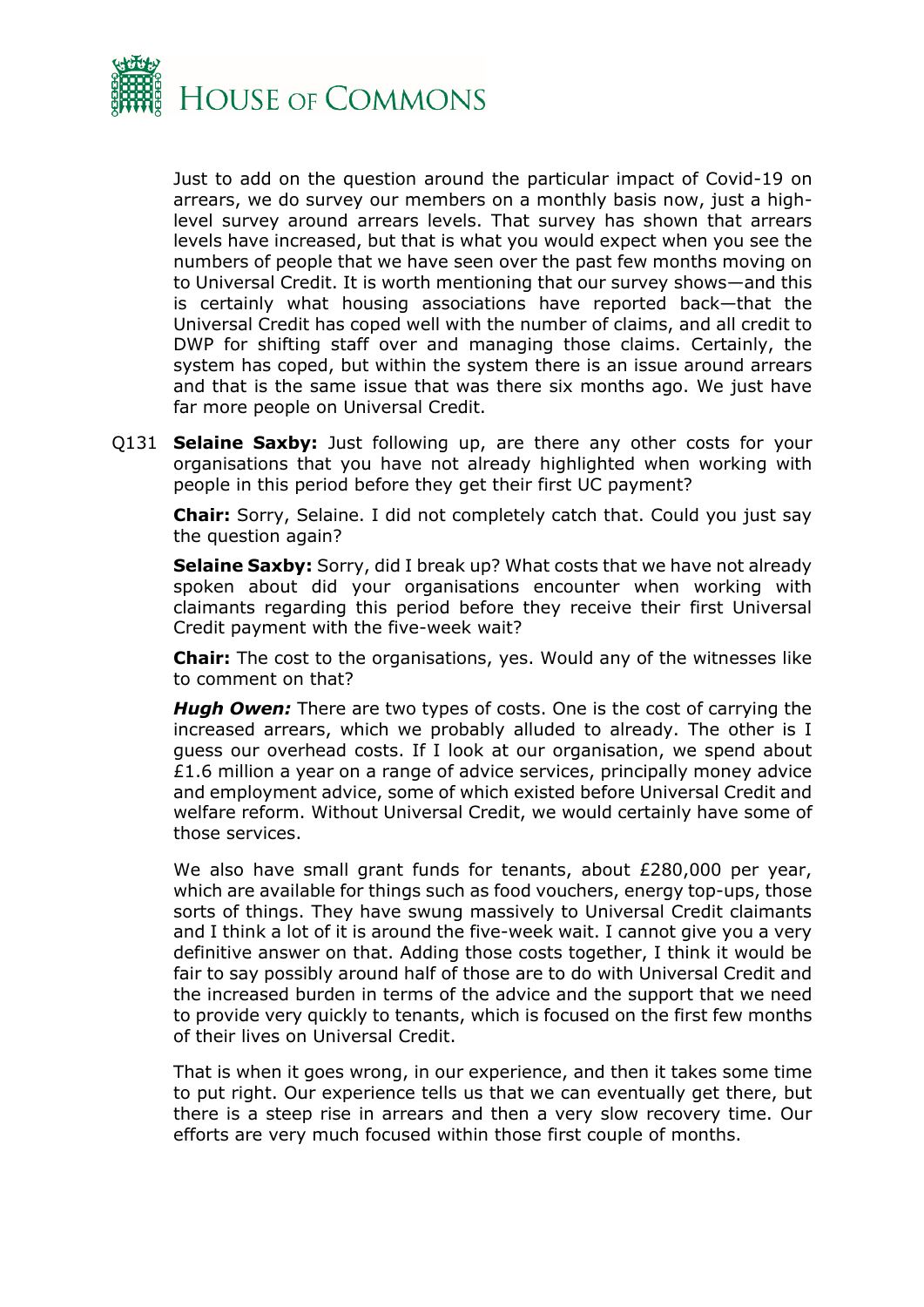Just to add on the question around the particular impact of Covid-19 on arrears, we do survey our members on a monthly basis now, just a high-level survey around arrears levels. That survey has shown that arrears levels have increased, but that is what you would expect when you see the numbers of people that we have seen over the past few months moving on to Universal Credit. It is worth mentioning that our survey shows—and this is certainly what housing associations have reported back—that the Universal Credit has coped well with the number of claims, and all credit to DWP for shifting staff over and managing those claims. Certainly, the system has coped, but within the system there is an issue around arrears and that is the same issue that was there six months ago. We just have far more people on Universal Credit.

Q131 **Selaine Saxby:** Just following up, are there any other costs for your organisations that you have not already highlighted when working with people in this period before they get their first UC payment?

**Chair:** Sorry, Selaine. I did not completely catch that. Could you just say the question again?

**Selaine Saxby:** Sorry, did I break up? What costs that we have not already spoken about did your organisations encounter when working with claimants regarding this period before they receive their first Universal Credit payment with the five-week wait?

**Chair:** The cost to the organisations, yes. Would any of the witnesses like to comment on that?

***Hugh Owen:*** There are two types of costs. One is the cost of carrying the increased arrears, which we probably alluded to already. The other is I guess our overhead costs. If I look at our organisation, we spend about £1.6 million a year on a range of advice services, principally money advice and employment advice, some of which existed before Universal Credit and welfare reform. Without Universal Credit, we would certainly have some of those services.

We also have small grant funds for tenants, about £280,000 per year, which are available for things such as food vouchers, energy top-ups, those sorts of things. They have swung massively to Universal Credit claimants and I think a lot of it is around the five-week wait. I cannot give you a very definitive answer on that. Adding those costs together, I think it would be fair to say possibly around half of those are to do with Universal Credit and the increased burden in terms of the advice and the support that we need to provide very quickly to tenants, which is focused on the first few months of their lives on Universal Credit.

That is when it goes wrong, in our experience, and then it takes some time to put right. Our experience tells us that we can eventually get there, but there is a steep rise in arrears and then a very slow recovery time. Our efforts are very much focused within those first couple of months.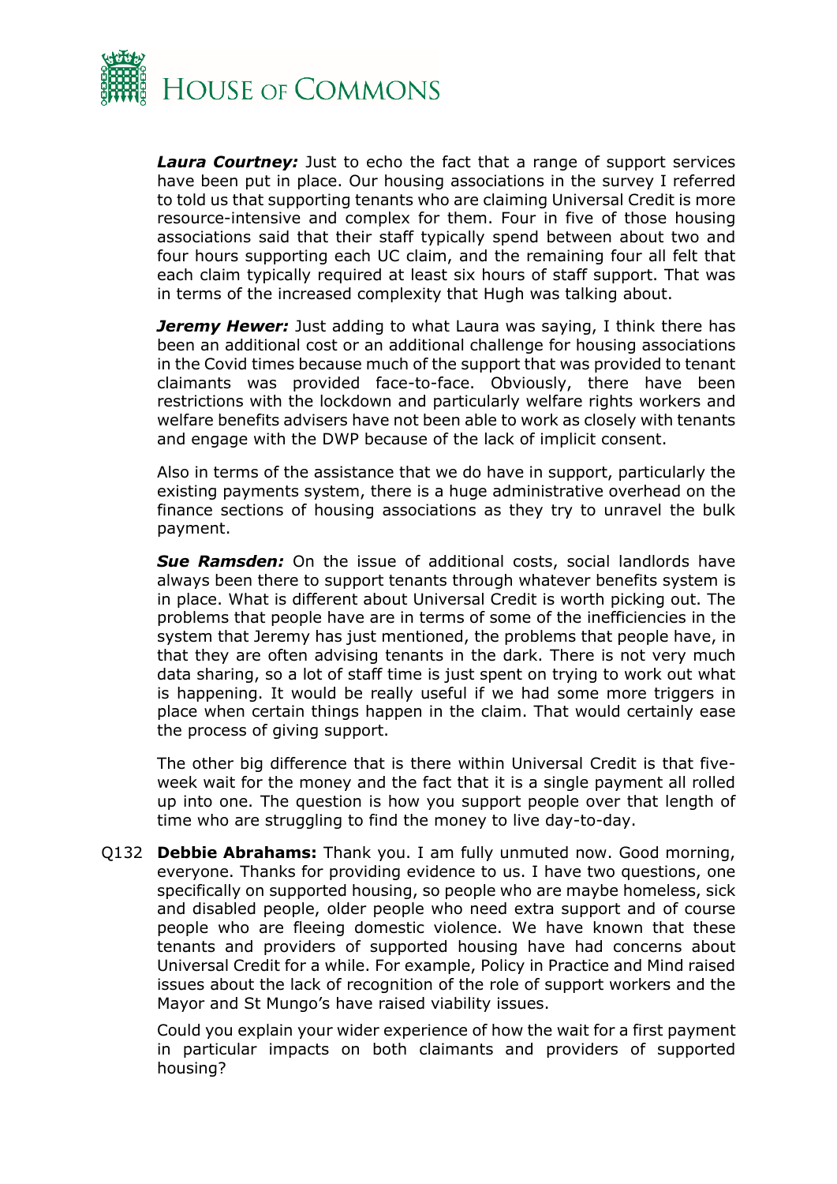***Laura Courtney:*** Just to echo the fact that a range of support services have been put in place. Our housing associations in the survey I referred to told us that supporting tenants who are claiming Universal Credit is more resource-intensive and complex for them. Four in five of those housing associations said that their staff typically spend between about two and four hours supporting each UC claim, and the remaining four all felt that each claim typically required at least six hours of staff support. That was in terms of the increased complexity that Hugh was talking about.

***Jeremy Hewer:*** Just adding to what Laura was saying, I think there has been an additional cost or an additional challenge for housing associations in the Covid times because much of the support that was provided to tenant claimants was provided face-to-face. Obviously, there have been restrictions with the lockdown and particularly welfare rights workers and welfare benefits advisers have not been able to work as closely with tenants and engage with the DWP because of the lack of implicit consent.

Also in terms of the assistance that we do have in support, particularly the existing payments system, there is a huge administrative overhead on the finance sections of housing associations as they try to unravel the bulk payment.

***Sue Ramsden:*** On the issue of additional costs, social landlords have always been there to support tenants through whatever benefits system is in place. What is different about Universal Credit is worth picking out. The problems that people have are in terms of some of the inefficiencies in the system that Jeremy has just mentioned, the problems that people have, in that they are often advising tenants in the dark. There is not very much data sharing, so a lot of staff time is just spent on trying to work out what is happening. It would be really useful if we had some more triggers in place when certain things happen in the claim. That would certainly ease the process of giving support.

The other big difference that is there within Universal Credit is that five-week wait for the money and the fact that it is a single payment all rolled up into one. The question is how you support people over that length of time who are struggling to find the money to live day-to-day.

Q132 **Debbie Abrahams:** Thank you. I am fully unmuted now. Good morning, everyone. Thanks for providing evidence to us. I have two questions, one specifically on supported housing, so people who are maybe homeless, sick and disabled people, older people who need extra support and of course people who are fleeing domestic violence. We have known that these tenants and providers of supported housing have had concerns about Universal Credit for a while. For example, Policy in Practice and Mind raised issues about the lack of recognition of the role of support workers and the Mayor and St Mungo's have raised viability issues.

Could you explain your wider experience of how the wait for a first payment in particular impacts on both claimants and providers of supported housing?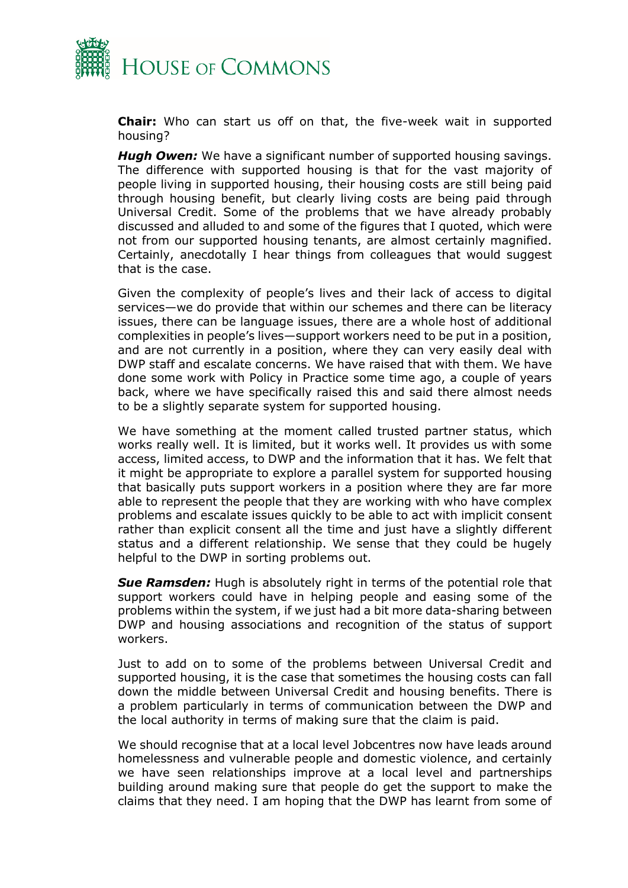**Chair:** Who can start us off on that, the five-week wait in supported housing?

***Hugh Owen:*** We have a significant number of supported housing savings. The difference with supported housing is that for the vast majority of people living in supported housing, their housing costs are still being paid through housing benefit, but clearly living costs are being paid through Universal Credit. Some of the problems that we have already probably discussed and alluded to and some of the figures that I quoted, which were not from our supported housing tenants, are almost certainly magnified. Certainly, anecdotally I hear things from colleagues that would suggest that is the case.

Given the complexity of people's lives and their lack of access to digital services—we do provide that within our schemes and there can be literacy issues, there can be language issues, there are a whole host of additional complexities in people's lives—support workers need to be put in a position, and are not currently in a position, where they can very easily deal with DWP staff and escalate concerns. We have raised that with them. We have done some work with Policy in Practice some time ago, a couple of years back, where we have specifically raised this and said there almost needs to be a slightly separate system for supported housing.

We have something at the moment called trusted partner status, which works really well. It is limited, but it works well. It provides us with some access, limited access, to DWP and the information that it has. We felt that it might be appropriate to explore a parallel system for supported housing that basically puts support workers in a position where they are far more able to represent the people that they are working with who have complex problems and escalate issues quickly to be able to act with implicit consent rather than explicit consent all the time and just have a slightly different status and a different relationship. We sense that they could be hugely helpful to the DWP in sorting problems out.

***Sue Ramsden:*** Hugh is absolutely right in terms of the potential role that support workers could have in helping people and easing some of the problems within the system, if we just had a bit more data-sharing between DWP and housing associations and recognition of the status of support workers.

Just to add on to some of the problems between Universal Credit and supported housing, it is the case that sometimes the housing costs can fall down the middle between Universal Credit and housing benefits. There is a problem particularly in terms of communication between the DWP and the local authority in terms of making sure that the claim is paid.

We should recognise that at a local level Jobcentres now have leads around homelessness and vulnerable people and domestic violence, and certainly we have seen relationships improve at a local level and partnerships building around making sure that people do get the support to make the claims that they need. I am hoping that the DWP has learnt from some of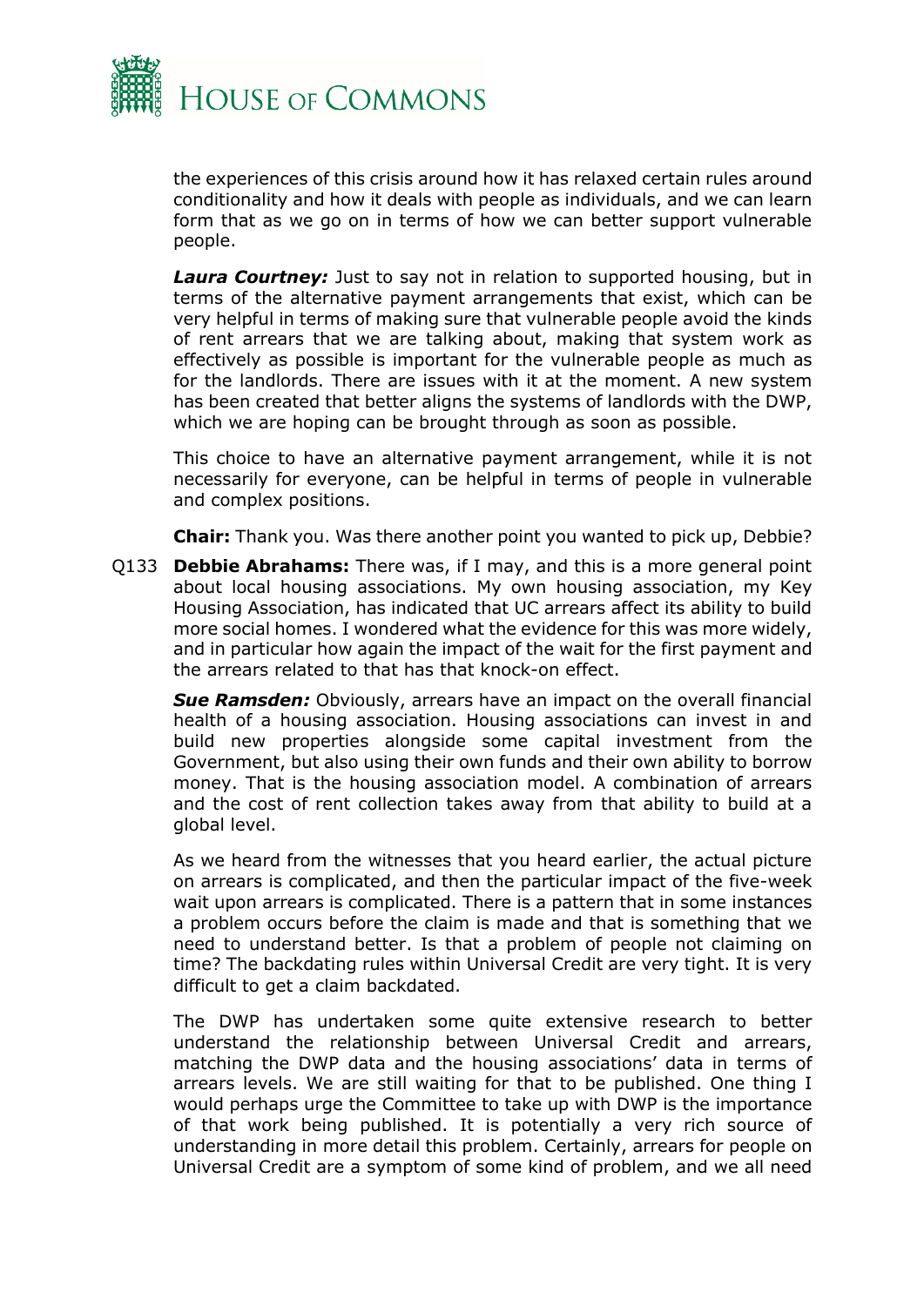the experiences of this crisis around how it has relaxed certain rules around conditionality and how it deals with people as individuals, and we can learn form that as we go on in terms of how we can better support vulnerable people.

***Laura Courtney:*** Just to say not in relation to supported housing, but in terms of the alternative payment arrangements that exist, which can be very helpful in terms of making sure that vulnerable people avoid the kinds of rent arrears that we are talking about, making that system work as effectively as possible is important for the vulnerable people as much as for the landlords. There are issues with it at the moment. A new system has been created that better aligns the systems of landlords with the DWP, which we are hoping can be brought through as soon as possible.

This choice to have an alternative payment arrangement, while it is not necessarily for everyone, can be helpful in terms of people in vulnerable and complex positions.

**Chair:** Thank you. Was there another point you wanted to pick up, Debbie?

Q133 **Debbie Abrahams:** There was, if I may, and this is a more general point about local housing associations. My own housing association, my Key Housing Association, has indicated that UC arrears affect its ability to build more social homes. I wondered what the evidence for this was more widely, and in particular how again the impact of the wait for the first payment and the arrears related to that has that knock-on effect.

***Sue Ramsden:*** Obviously, arrears have an impact on the overall financial health of a housing association. Housing associations can invest in and build new properties alongside some capital investment from the Government, but also using their own funds and their own ability to borrow money. That is the housing association model. A combination of arrears and the cost of rent collection takes away from that ability to build at a global level.

As we heard from the witnesses that you heard earlier, the actual picture on arrears is complicated, and then the particular impact of the five-week wait upon arrears is complicated. There is a pattern that in some instances a problem occurs before the claim is made and that is something that we need to understand better. Is that a problem of people not claiming on time? The backdating rules within Universal Credit are very tight. It is very difficult to get a claim backdated.

The DWP has undertaken some quite extensive research to better understand the relationship between Universal Credit and arrears, matching the DWP data and the housing associations' data in terms of arrears levels. We are still waiting for that to be published. One thing I would perhaps urge the Committee to take up with DWP is the importance of that work being published. It is potentially a very rich source of understanding in more detail this problem. Certainly, arrears for people on Universal Credit are a symptom of some kind of problem, and we all need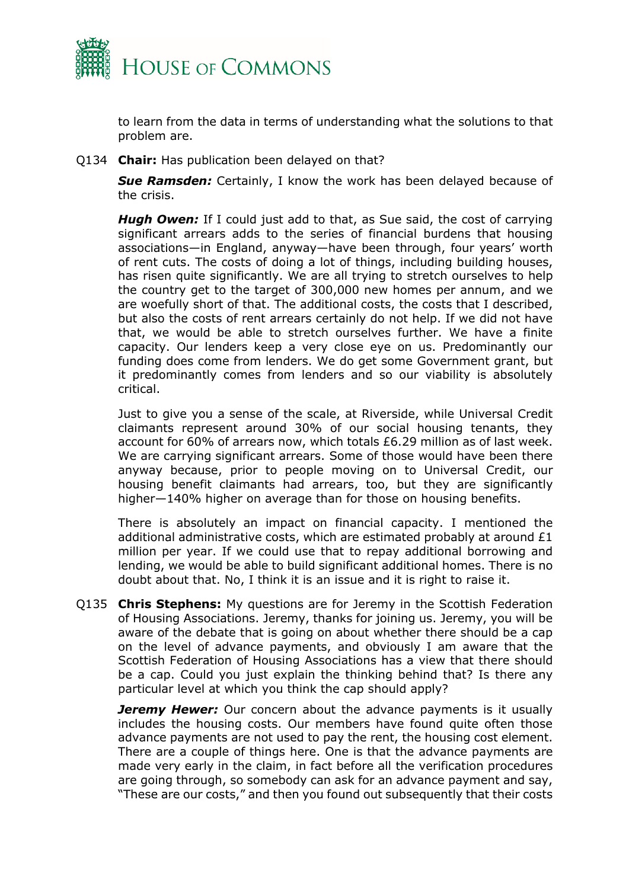to learn from the data in terms of understanding what the solutions to that problem are.

Q134 **Chair:** Has publication been delayed on that?

***Sue Ramsden:*** Certainly, I know the work has been delayed because of the crisis.

***Hugh Owen:*** If I could just add to that, as Sue said, the cost of carrying significant arrears adds to the series of financial burdens that housing associations—in England, anyway—have been through, four years' worth of rent cuts. The costs of doing a lot of things, including building houses, has risen quite significantly. We are all trying to stretch ourselves to help the country get to the target of 300,000 new homes per annum, and we are woefully short of that. The additional costs, the costs that I described, but also the costs of rent arrears certainly do not help. If we did not have that, we would be able to stretch ourselves further. We have a finite capacity. Our lenders keep a very close eye on us. Predominantly our funding does come from lenders. We do get some Government grant, but it predominantly comes from lenders and so our viability is absolutely critical.

Just to give you a sense of the scale, at Riverside, while Universal Credit claimants represent around 30% of our social housing tenants, they account for 60% of arrears now, which totals £6.29 million as of last week. We are carrying significant arrears. Some of those would have been there anyway because, prior to people moving on to Universal Credit, our housing benefit claimants had arrears, too, but they are significantly higher—140% higher on average than for those on housing benefits.

There is absolutely an impact on financial capacity. I mentioned the additional administrative costs, which are estimated probably at around £1 million per year. If we could use that to repay additional borrowing and lending, we would be able to build significant additional homes. There is no doubt about that. No, I think it is an issue and it is right to raise it.

Q135 **Chris Stephens:** My questions are for Jeremy in the Scottish Federation of Housing Associations. Jeremy, thanks for joining us. Jeremy, you will be aware of the debate that is going on about whether there should be a cap on the level of advance payments, and obviously I am aware that the Scottish Federation of Housing Associations has a view that there should be a cap. Could you just explain the thinking behind that? Is there any particular level at which you think the cap should apply?

***Jeremy Hewer:*** Our concern about the advance payments is it usually includes the housing costs. Our members have found quite often those advance payments are not used to pay the rent, the housing cost element. There are a couple of things here. One is that the advance payments are made very early in the claim, in fact before all the verification procedures are going through, so somebody can ask for an advance payment and say, "These are our costs," and then you found out subsequently that their costs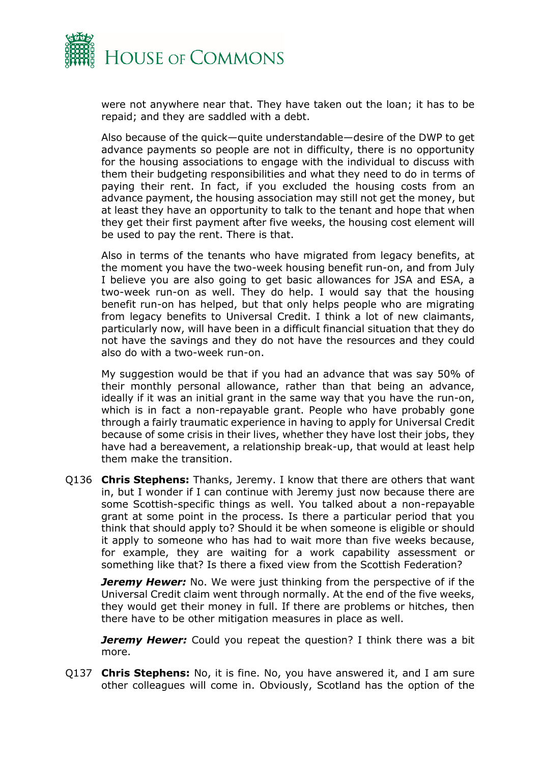were not anywhere near that. They have taken out the loan; it has to be repaid; and they are saddled with a debt.

Also because of the quick—quite understandable—desire of the DWP to get advance payments so people are not in difficulty, there is no opportunity for the housing associations to engage with the individual to discuss with them their budgeting responsibilities and what they need to do in terms of paying their rent. In fact, if you excluded the housing costs from an advance payment, the housing association may still not get the money, but at least they have an opportunity to talk to the tenant and hope that when they get their first payment after five weeks, the housing cost element will be used to pay the rent. There is that.

Also in terms of the tenants who have migrated from legacy benefits, at the moment you have the two-week housing benefit run-on, and from July I believe you are also going to get basic allowances for JSA and ESA, a two-week run-on as well. They do help. I would say that the housing benefit run-on has helped, but that only helps people who are migrating from legacy benefits to Universal Credit. I think a lot of new claimants, particularly now, will have been in a difficult financial situation that they do not have the savings and they do not have the resources and they could also do with a two-week run-on.

My suggestion would be that if you had an advance that was say 50% of their monthly personal allowance, rather than that being an advance, ideally if it was an initial grant in the same way that you have the run-on, which is in fact a non-repayable grant. People who have probably gone through a fairly traumatic experience in having to apply for Universal Credit because of some crisis in their lives, whether they have lost their jobs, they have had a bereavement, a relationship break-up, that would at least help them make the transition.

Q136 **Chris Stephens:** Thanks, Jeremy. I know that there are others that want in, but I wonder if I can continue with Jeremy just now because there are some Scottish-specific things as well. You talked about a non-repayable grant at some point in the process. Is there a particular period that you think that should apply to? Should it be when someone is eligible or should it apply to someone who has had to wait more than five weeks because, for example, they are waiting for a work capability assessment or something like that? Is there a fixed view from the Scottish Federation?

***Jeremy Hewer:*** No. We were just thinking from the perspective of if the Universal Credit claim went through normally. At the end of the five weeks, they would get their money in full. If there are problems or hitches, then there have to be other mitigation measures in place as well.

***Jeremy Hewer:*** Could you repeat the question? I think there was a bit more.

Q137 **Chris Stephens:** No, it is fine. No, you have answered it, and I am sure other colleagues will come in. Obviously, Scotland has the option of the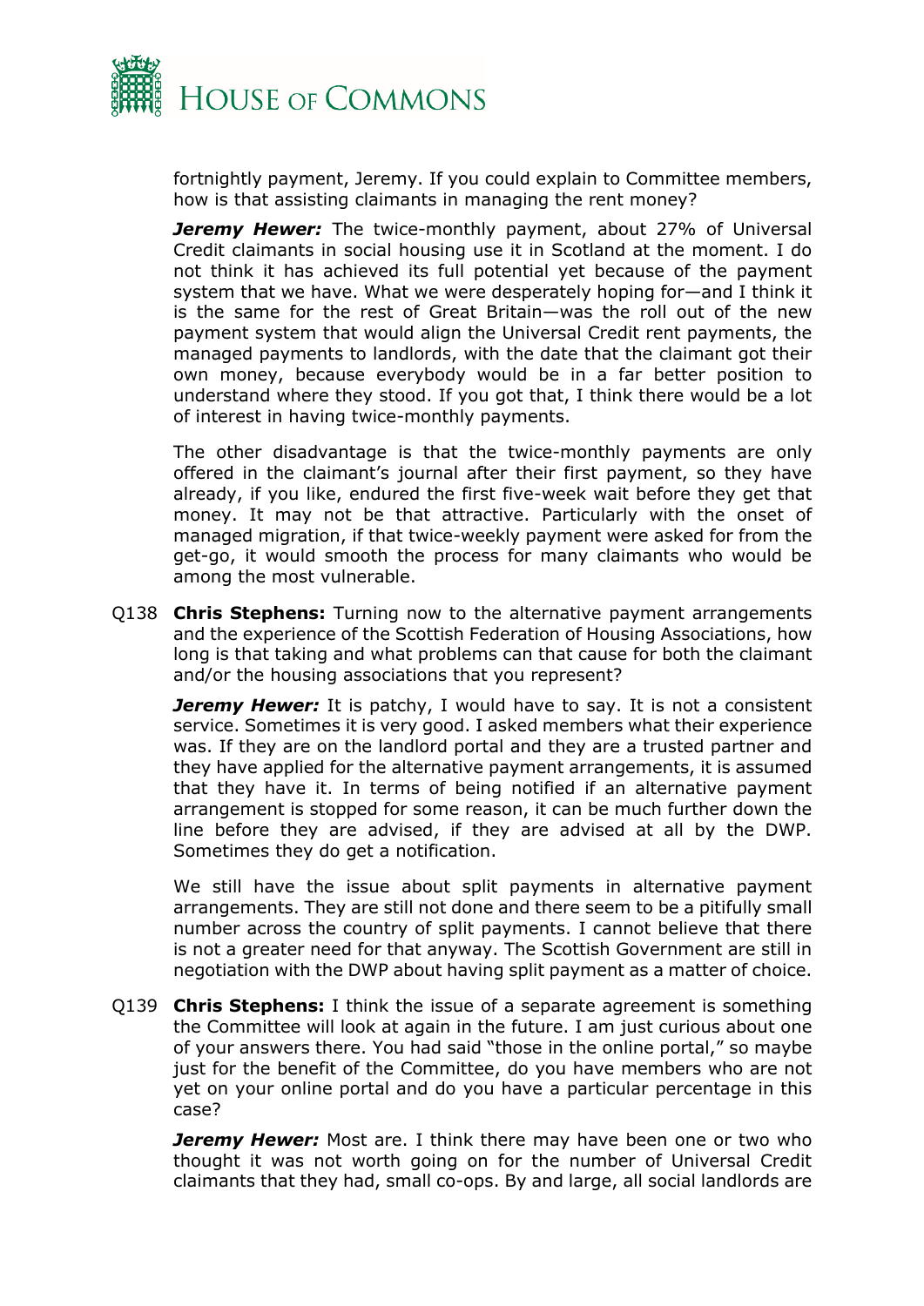fortnightly payment, Jeremy. If you could explain to Committee members, how is that assisting claimants in managing the rent money?

***Jeremy Hewer:*** The twice-monthly payment, about 27% of Universal Credit claimants in social housing use it in Scotland at the moment. I do not think it has achieved its full potential yet because of the payment system that we have. What we were desperately hoping for—and I think it is the same for the rest of Great Britain—was the roll out of the new payment system that would align the Universal Credit rent payments, the managed payments to landlords, with the date that the claimant got their own money, because everybody would be in a far better position to understand where they stood. If you got that, I think there would be a lot of interest in having twice-monthly payments.

The other disadvantage is that the twice-monthly payments are only offered in the claimant's journal after their first payment, so they have already, if you like, endured the first five-week wait before they get that money. It may not be that attractive. Particularly with the onset of managed migration, if that twice-weekly payment were asked for from the get-go, it would smooth the process for many claimants who would be among the most vulnerable.

Q138 **Chris Stephens:** Turning now to the alternative payment arrangements and the experience of the Scottish Federation of Housing Associations, how long is that taking and what problems can that cause for both the claimant and/or the housing associations that you represent?

***Jeremy Hewer:*** It is patchy, I would have to say. It is not a consistent service. Sometimes it is very good. I asked members what their experience was. If they are on the landlord portal and they are a trusted partner and they have applied for the alternative payment arrangements, it is assumed that they have it. In terms of being notified if an alternative payment arrangement is stopped for some reason, it can be much further down the line before they are advised, if they are advised at all by the DWP. Sometimes they do get a notification.

We still have the issue about split payments in alternative payment arrangements. They are still not done and there seem to be a pitifully small number across the country of split payments. I cannot believe that there is not a greater need for that anyway. The Scottish Government are still in negotiation with the DWP about having split payment as a matter of choice.

Q139 **Chris Stephens:** I think the issue of a separate agreement is something the Committee will look at again in the future. I am just curious about one of your answers there. You had said "those in the online portal," so maybe just for the benefit of the Committee, do you have members who are not yet on your online portal and do you have a particular percentage in this case?

***Jeremy Hewer:*** Most are. I think there may have been one or two who thought it was not worth going on for the number of Universal Credit claimants that they had, small co-ops. By and large, all social landlords are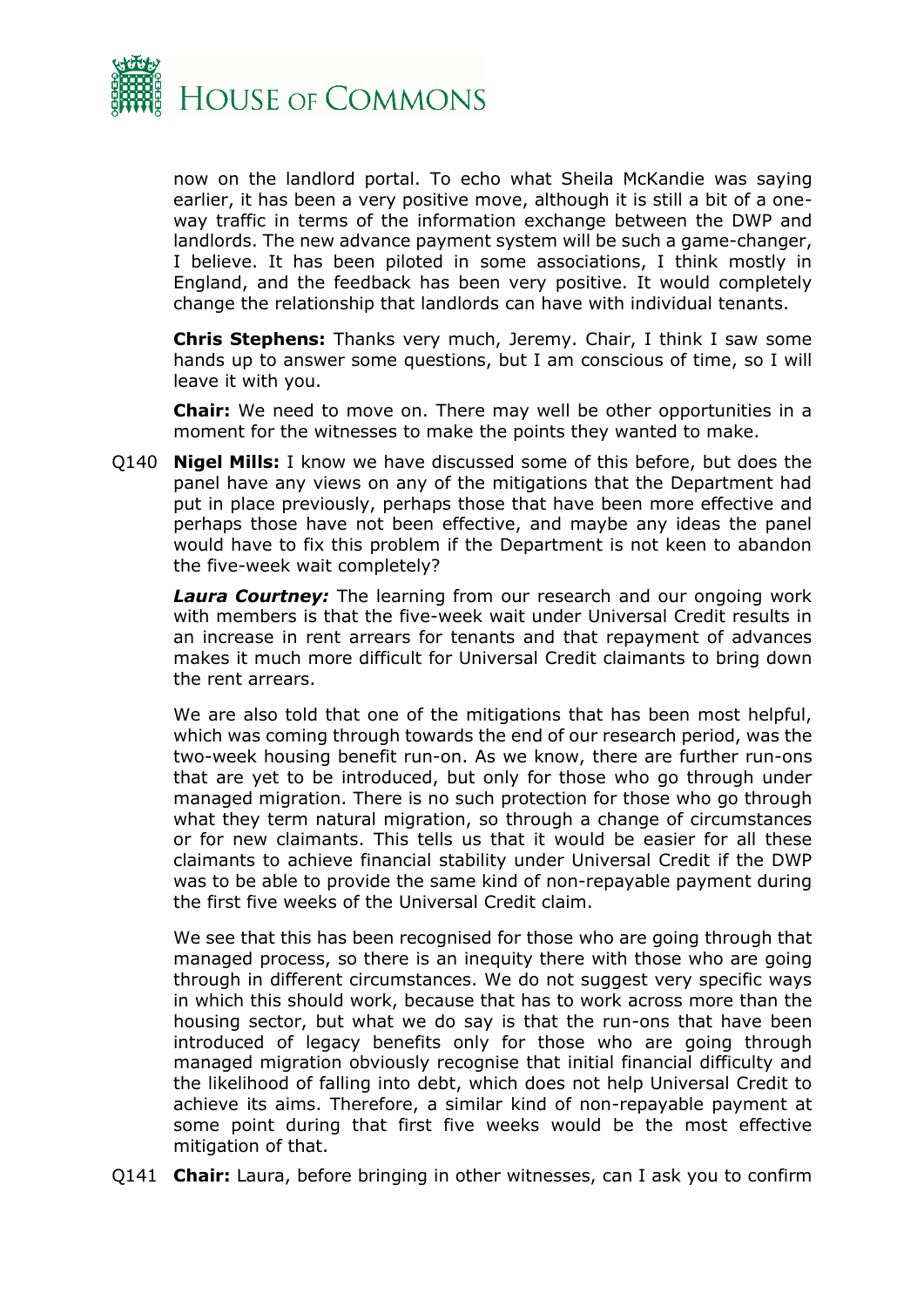now on the landlord portal. To echo what Sheila McKandie was saying earlier, it has been a very positive move, although it is still a bit of a one-way traffic in terms of the information exchange between the DWP and landlords. The new advance payment system will be such a game-changer, I believe. It has been piloted in some associations, I think mostly in England, and the feedback has been very positive. It would completely change the relationship that landlords can have with individual tenants.

**Chris Stephens:** Thanks very much, Jeremy. Chair, I think I saw some hands up to answer some questions, but I am conscious of time, so I will leave it with you.

**Chair:** We need to move on. There may well be other opportunities in a moment for the witnesses to make the points they wanted to make.

Q140 **Nigel Mills:** I know we have discussed some of this before, but does the panel have any views on any of the mitigations that the Department had put in place previously, perhaps those that have been more effective and perhaps those have not been effective, and maybe any ideas the panel would have to fix this problem if the Department is not keen to abandon the five-week wait completely?

***Laura Courtney:*** The learning from our research and our ongoing work with members is that the five-week wait under Universal Credit results in an increase in rent arrears for tenants and that repayment of advances makes it much more difficult for Universal Credit claimants to bring down the rent arrears.

We are also told that one of the mitigations that has been most helpful, which was coming through towards the end of our research period, was the two-week housing benefit run-on. As we know, there are further run-ons that are yet to be introduced, but only for those who go through under managed migration. There is no such protection for those who go through what they term natural migration, so through a change of circumstances or for new claimants. This tells us that it would be easier for all these claimants to achieve financial stability under Universal Credit if the DWP was to be able to provide the same kind of non-repayable payment during the first five weeks of the Universal Credit claim.

We see that this has been recognised for those who are going through that managed process, so there is an inequity there with those who are going through in different circumstances. We do not suggest very specific ways in which this should work, because that has to work across more than the housing sector, but what we do say is that the run-ons that have been introduced of legacy benefits only for those who are going through managed migration obviously recognise that initial financial difficulty and the likelihood of falling into debt, which does not help Universal Credit to achieve its aims. Therefore, a similar kind of non-repayable payment at some point during that first five weeks would be the most effective mitigation of that.

Q141 **Chair:** Laura, before bringing in other witnesses, can I ask you to confirm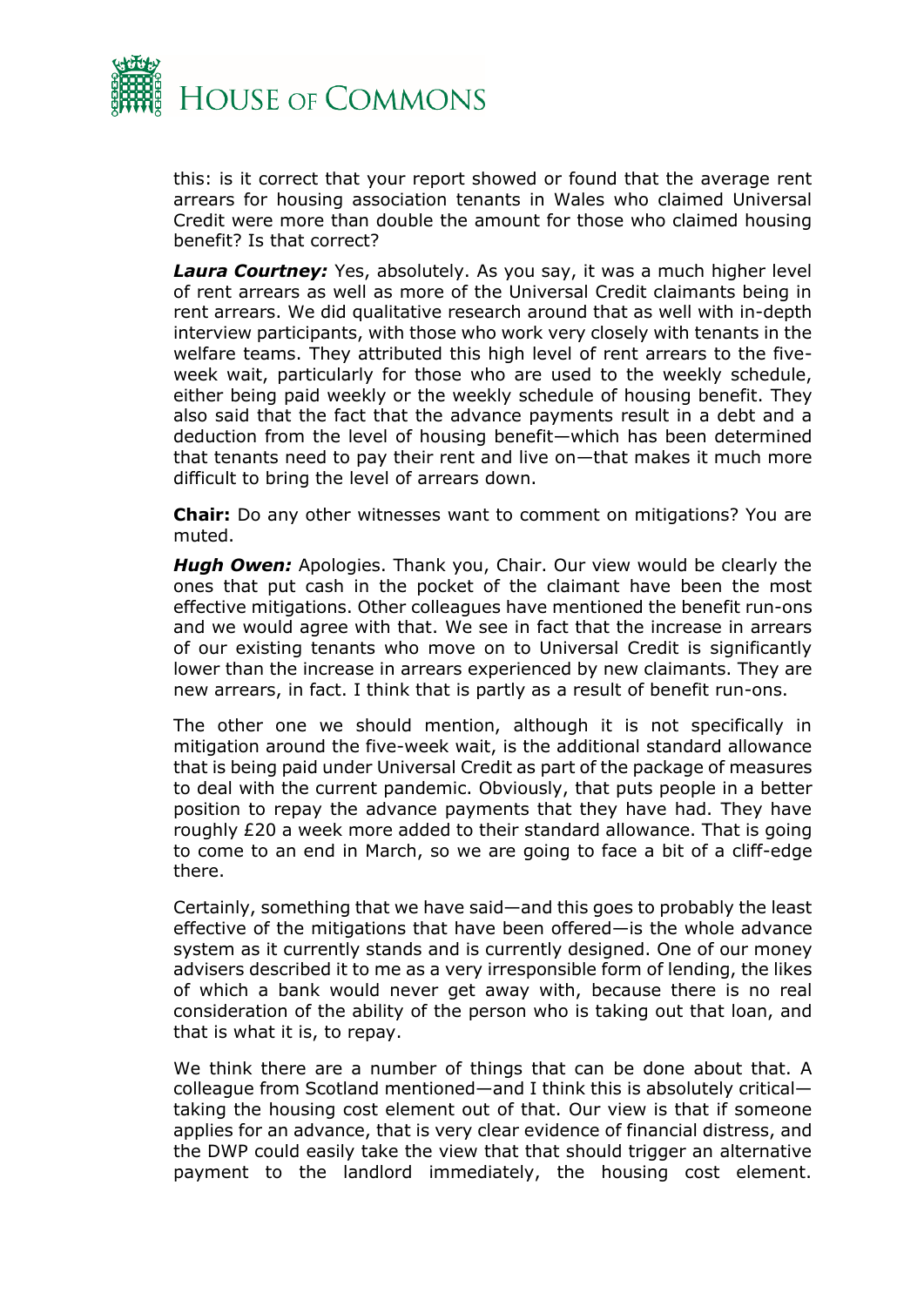this: is it correct that your report showed or found that the average rent arrears for housing association tenants in Wales who claimed Universal Credit were more than double the amount for those who claimed housing benefit? Is that correct?

***Laura Courtney:*** Yes, absolutely. As you say, it was a much higher level of rent arrears as well as more of the Universal Credit claimants being in rent arrears. We did qualitative research around that as well with in-depth interview participants, with those who work very closely with tenants in the welfare teams. They attributed this high level of rent arrears to the five-week wait, particularly for those who are used to the weekly schedule, either being paid weekly or the weekly schedule of housing benefit. They also said that the fact that the advance payments result in a debt and a deduction from the level of housing benefit—which has been determined that tenants need to pay their rent and live on—that makes it much more difficult to bring the level of arrears down.

**Chair:** Do any other witnesses want to comment on mitigations? You are muted.

***Hugh Owen:*** Apologies. Thank you, Chair. Our view would be clearly the ones that put cash in the pocket of the claimant have been the most effective mitigations. Other colleagues have mentioned the benefit run-ons and we would agree with that. We see in fact that the increase in arrears of our existing tenants who move on to Universal Credit is significantly lower than the increase in arrears experienced by new claimants. They are new arrears, in fact. I think that is partly as a result of benefit run-ons.

The other one we should mention, although it is not specifically in mitigation around the five-week wait, is the additional standard allowance that is being paid under Universal Credit as part of the package of measures to deal with the current pandemic. Obviously, that puts people in a better position to repay the advance payments that they have had. They have roughly £20 a week more added to their standard allowance. That is going to come to an end in March, so we are going to face a bit of a cliff-edge there.

Certainly, something that we have said—and this goes to probably the least effective of the mitigations that have been offered—is the whole advance system as it currently stands and is currently designed. One of our money advisers described it to me as a very irresponsible form of lending, the likes of which a bank would never get away with, because there is no real consideration of the ability of the person who is taking out that loan, and that is what it is, to repay.

We think there are a number of things that can be done about that. A colleague from Scotland mentioned—and I think this is absolutely critical—taking the housing cost element out of that. Our view is that if someone applies for an advance, that is very clear evidence of financial distress, and the DWP could easily take the view that that should trigger an alternative payment to the landlord immediately, the housing cost element.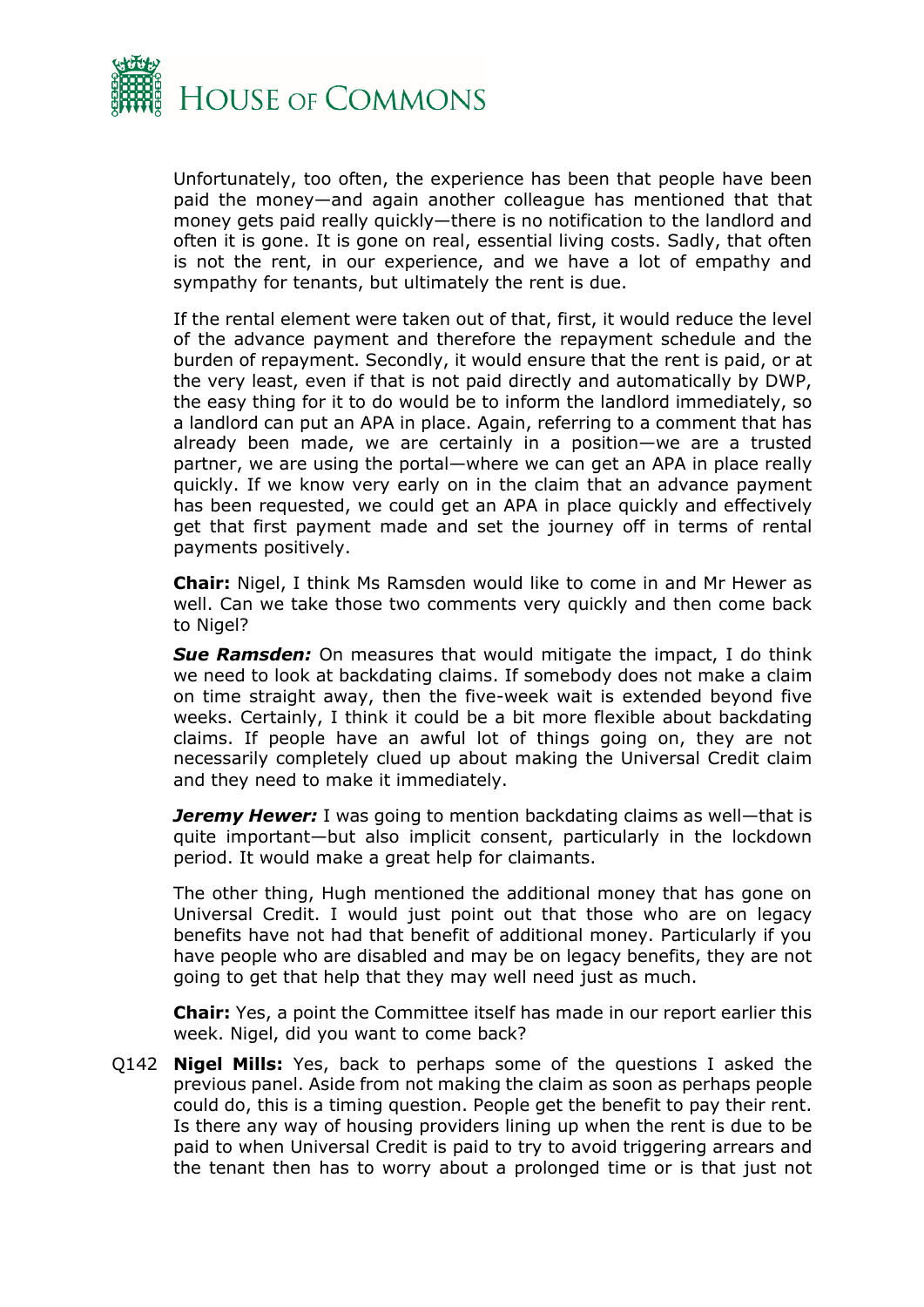Unfortunately, too often, the experience has been that people have been paid the money—and again another colleague has mentioned that that money gets paid really quickly—there is no notification to the landlord and often it is gone. It is gone on real, essential living costs. Sadly, that often is not the rent, in our experience, and we have a lot of empathy and sympathy for tenants, but ultimately the rent is due.

If the rental element were taken out of that, first, it would reduce the level of the advance payment and therefore the repayment schedule and the burden of repayment. Secondly, it would ensure that the rent is paid, or at the very least, even if that is not paid directly and automatically by DWP, the easy thing for it to do would be to inform the landlord immediately, so a landlord can put an APA in place. Again, referring to a comment that has already been made, we are certainly in a position—we are a trusted partner, we are using the portal—where we can get an APA in place really quickly. If we know very early on in the claim that an advance payment has been requested, we could get an APA in place quickly and effectively get that first payment made and set the journey off in terms of rental payments positively.

**Chair:** Nigel, I think Ms Ramsden would like to come in and Mr Hewer as well. Can we take those two comments very quickly and then come back to Nigel?

***Sue Ramsden:*** On measures that would mitigate the impact, I do think we need to look at backdating claims. If somebody does not make a claim on time straight away, then the five-week wait is extended beyond five weeks. Certainly, I think it could be a bit more flexible about backdating claims. If people have an awful lot of things going on, they are not necessarily completely clued up about making the Universal Credit claim and they need to make it immediately.

***Jeremy Hewer:*** I was going to mention backdating claims as well—that is quite important—but also implicit consent, particularly in the lockdown period. It would make a great help for claimants.

The other thing, Hugh mentioned the additional money that has gone on Universal Credit. I would just point out that those who are on legacy benefits have not had that benefit of additional money. Particularly if you have people who are disabled and may be on legacy benefits, they are not going to get that help that they may well need just as much.

**Chair:** Yes, a point the Committee itself has made in our report earlier this week. Nigel, did you want to come back?

Q142 **Nigel Mills:** Yes, back to perhaps some of the questions I asked the previous panel. Aside from not making the claim as soon as perhaps people could do, this is a timing question. People get the benefit to pay their rent. Is there any way of housing providers lining up when the rent is due to be paid to when Universal Credit is paid to try to avoid triggering arrears and the tenant then has to worry about a prolonged time or is that just not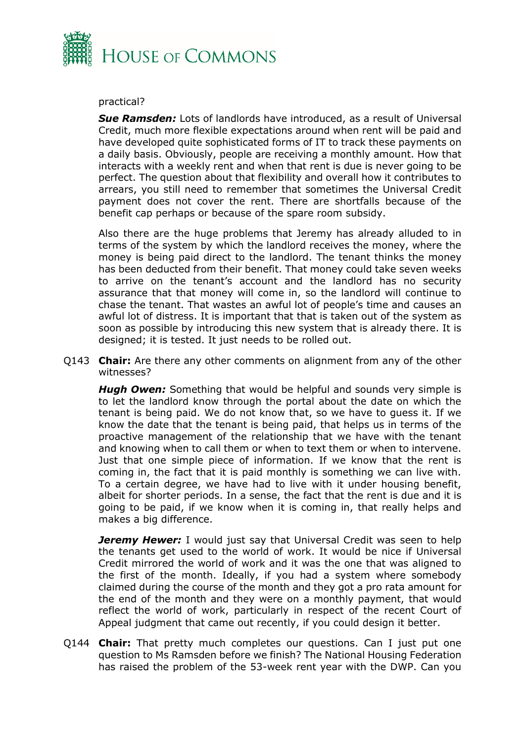practical?

***Sue Ramsden:*** Lots of landlords have introduced, as a result of Universal Credit, much more flexible expectations around when rent will be paid and have developed quite sophisticated forms of IT to track these payments on a daily basis. Obviously, people are receiving a monthly amount. How that interacts with a weekly rent and when that rent is due is never going to be perfect. The question about that flexibility and overall how it contributes to arrears, you still need to remember that sometimes the Universal Credit payment does not cover the rent. There are shortfalls because of the benefit cap perhaps or because of the spare room subsidy.

Also there are the huge problems that Jeremy has already alluded to in terms of the system by which the landlord receives the money, where the money is being paid direct to the landlord. The tenant thinks the money has been deducted from their benefit. That money could take seven weeks to arrive on the tenant's account and the landlord has no security assurance that that money will come in, so the landlord will continue to chase the tenant. That wastes an awful lot of people's time and causes an awful lot of distress. It is important that that is taken out of the system as soon as possible by introducing this new system that is already there. It is designed; it is tested. It just needs to be rolled out.

Q143 **Chair:** Are there any other comments on alignment from any of the other witnesses?

***Hugh Owen:*** Something that would be helpful and sounds very simple is to let the landlord know through the portal about the date on which the tenant is being paid. We do not know that, so we have to guess it. If we know the date that the tenant is being paid, that helps us in terms of the proactive management of the relationship that we have with the tenant and knowing when to call them or when to text them or when to intervene. Just that one simple piece of information. If we know that the rent is coming in, the fact that it is paid monthly is something we can live with. To a certain degree, we have had to live with it under housing benefit, albeit for shorter periods. In a sense, the fact that the rent is due and it is going to be paid, if we know when it is coming in, that really helps and makes a big difference.

***Jeremy Hewer:*** I would just say that Universal Credit was seen to help the tenants get used to the world of work. It would be nice if Universal Credit mirrored the world of work and it was the one that was aligned to the first of the month. Ideally, if you had a system where somebody claimed during the course of the month and they got a pro rata amount for the end of the month and they were on a monthly payment, that would reflect the world of work, particularly in respect of the recent Court of Appeal judgment that came out recently, if you could design it better.

Q144 **Chair:** That pretty much completes our questions. Can I just put one question to Ms Ramsden before we finish? The National Housing Federation has raised the problem of the 53-week rent year with the DWP. Can you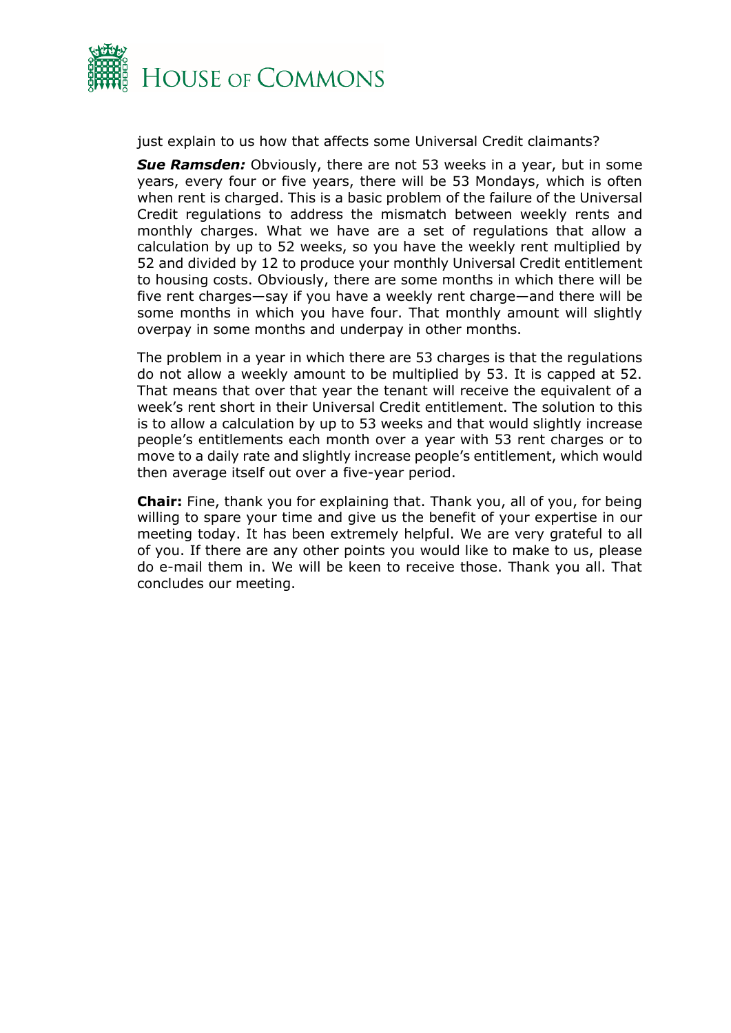just explain to us how that affects some Universal Credit claimants?

***Sue Ramsden:*** Obviously, there are not 53 weeks in a year, but in some years, every four or five years, there will be 53 Mondays, which is often when rent is charged. This is a basic problem of the failure of the Universal Credit regulations to address the mismatch between weekly rents and monthly charges. What we have are a set of regulations that allow a calculation by up to 52 weeks, so you have the weekly rent multiplied by 52 and divided by 12 to produce your monthly Universal Credit entitlement to housing costs. Obviously, there are some months in which there will be five rent charges—say if you have a weekly rent charge—and there will be some months in which you have four. That monthly amount will slightly overpay in some months and underpay in other months.

The problem in a year in which there are 53 charges is that the regulations do not allow a weekly amount to be multiplied by 53. It is capped at 52. That means that over that year the tenant will receive the equivalent of a week's rent short in their Universal Credit entitlement. The solution to this is to allow a calculation by up to 53 weeks and that would slightly increase people's entitlements each month over a year with 53 rent charges or to move to a daily rate and slightly increase people's entitlement, which would then average itself out over a five-year period.

**Chair:** Fine, thank you for explaining that. Thank you, all of you, for being willing to spare your time and give us the benefit of your expertise in our meeting today. It has been extremely helpful. We are very grateful to all of you. If there are any other points you would like to make to us, please do e-mail them in. We will be keen to receive those. Thank you all. That concludes our meeting.